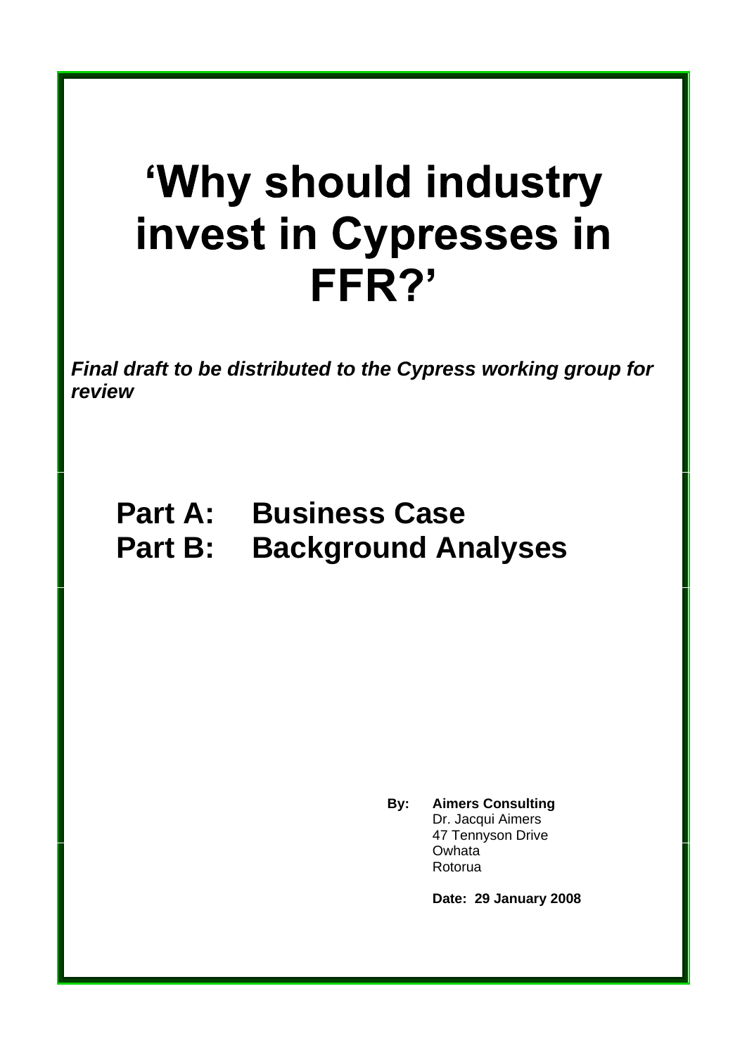# 'Why should industry invest in Cypresses in FFR?'

***Final draft to be distributed to the Cypress working group for review***

## Part A: Business Case
## Part B: Background Analyses

**By: Aimers Consulting**
Dr. Jacqui Aimers
47 Tennyson Drive
Owhata
Rotorua

**Date: 29 January 2008**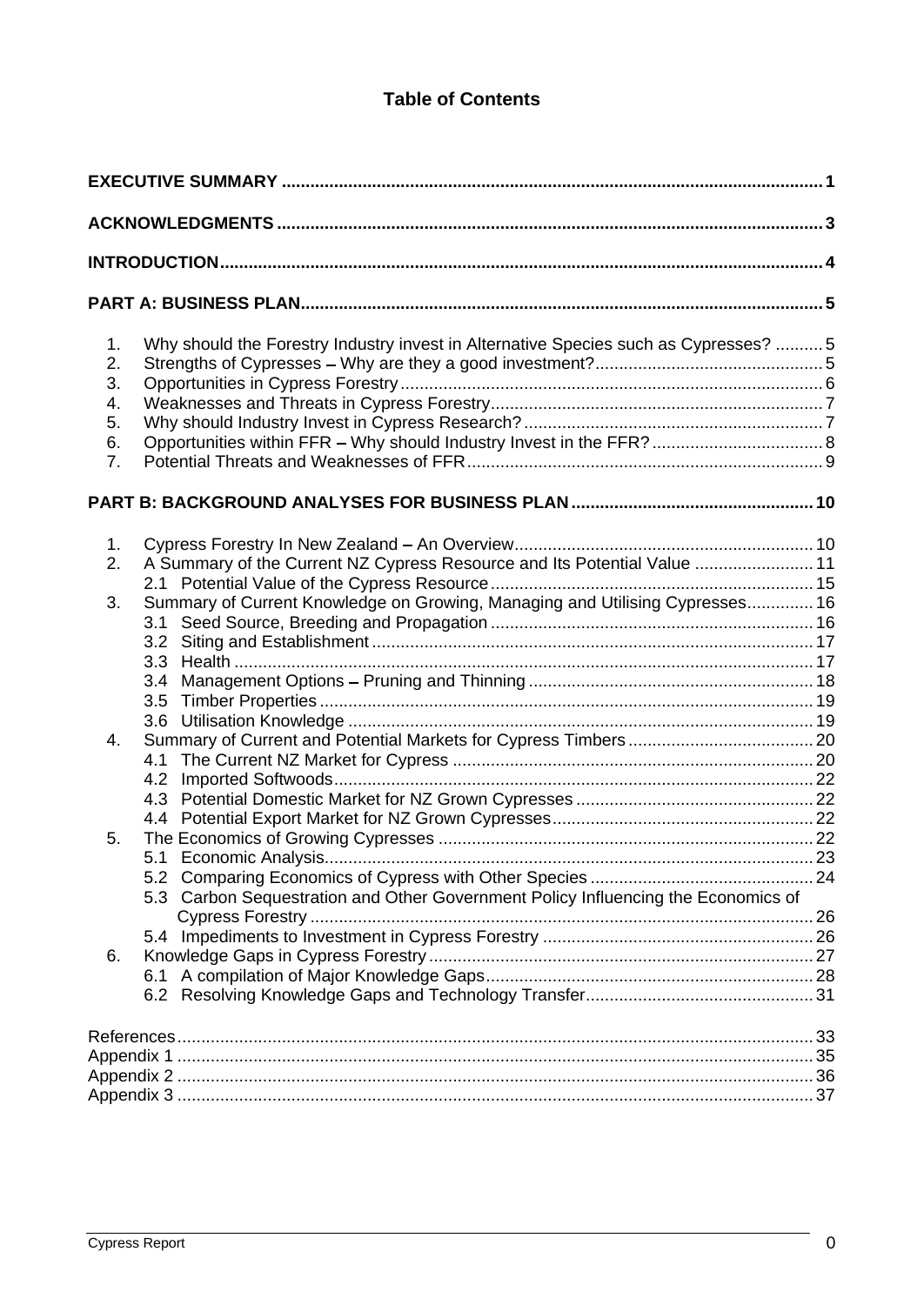# Table of Contents

**EXECUTIVE SUMMARY** .......... **1**

**ACKNOWLEDGMENTS** .......... **3**

**INTRODUCTION** .......... **4**

**PART A: BUSINESS PLAN** .......... **5**

1. Why should the Forestry Industry invest in Alternative Species such as Cypresses? .......... 5
2. Strengths of Cypresses – Why are they a good investment? .......... 5
3. Opportunities in Cypress Forestry .......... 6
4. Weaknesses and Threats in Cypress Forestry .......... 7
5. Why should Industry Invest in Cypress Research? .......... 7
6. Opportunities within FFR – Why should Industry Invest in the FFR? .......... 8
7. Potential Threats and Weaknesses of FFR .......... 9

**PART B: BACKGROUND ANALYSES FOR BUSINESS PLAN** .......... **10**

1. Cypress Forestry In New Zealand – An Overview .......... 10
2. A Summary of the Current NZ Cypress Resource and Its Potential Value .......... 11
   - 2.1 Potential Value of the Cypress Resource .......... 15
3. Summary of Current Knowledge on Growing, Managing and Utilising Cypresses .......... 16
   - 3.1 Seed Source, Breeding and Propagation .......... 16
   - 3.2 Siting and Establishment .......... 17
   - 3.3 Health .......... 17
   - 3.4 Management Options – Pruning and Thinning .......... 18
   - 3.5 Timber Properties .......... 19
   - 3.6 Utilisation Knowledge .......... 19
4. Summary of Current and Potential Markets for Cypress Timbers .......... 20
   - 4.1 The Current NZ Market for Cypress .......... 20
   - 4.2 Imported Softwoods .......... 22
   - 4.3 Potential Domestic Market for NZ Grown Cypresses .......... 22
   - 4.4 Potential Export Market for NZ Grown Cypresses .......... 22
5. The Economics of Growing Cypresses .......... 22
   - 5.1 Economic Analysis .......... 23
   - 5.2 Comparing Economics of Cypress with Other Species .......... 24
   - 5.3 Carbon Sequestration and Other Government Policy Influencing the Economics of Cypress Forestry .......... 26
   - 5.4 Impediments to Investment in Cypress Forestry .......... 26
6. Knowledge Gaps in Cypress Forestry .......... 27
   - 6.1 A compilation of Major Knowledge Gaps .......... 28
   - 6.2 Resolving Knowledge Gaps and Technology Transfer .......... 31

References .......... 33
Appendix 1 .......... 35
Appendix 2 .......... 36
Appendix 3 .......... 37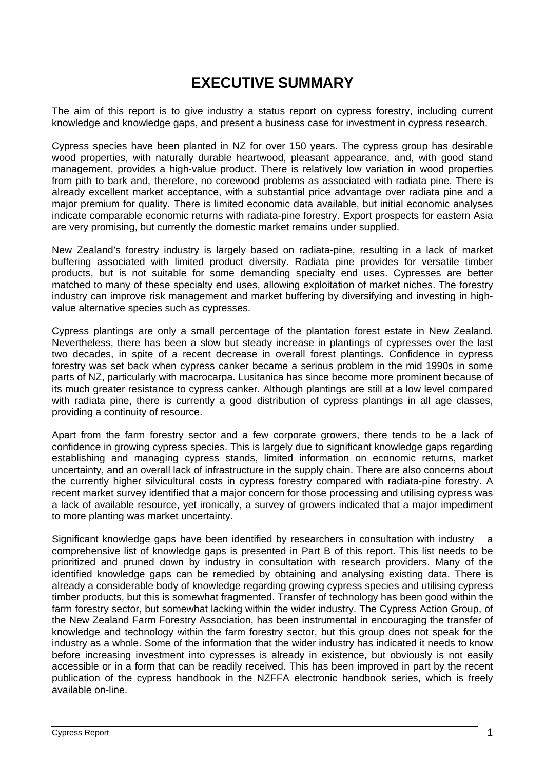# EXECUTIVE SUMMARY

The aim of this report is to give industry a status report on cypress forestry, including current knowledge and knowledge gaps, and present a business case for investment in cypress research.

Cypress species have been planted in NZ for over 150 years. The cypress group has desirable wood properties, with naturally durable heartwood, pleasant appearance, and, with good stand management, provides a high-value product. There is relatively low variation in wood properties from pith to bark and, therefore, no corewood problems as associated with radiata pine. There is already excellent market acceptance, with a substantial price advantage over radiata pine and a major premium for quality. There is limited economic data available, but initial economic analyses indicate comparable economic returns with radiata-pine forestry. Export prospects for eastern Asia are very promising, but currently the domestic market remains under supplied.

New Zealand's forestry industry is largely based on radiata-pine, resulting in a lack of market buffering associated with limited product diversity. Radiata pine provides for versatile timber products, but is not suitable for some demanding specialty end uses. Cypresses are better matched to many of these specialty end uses, allowing exploitation of market niches. The forestry industry can improve risk management and market buffering by diversifying and investing in high-value alternative species such as cypresses.

Cypress plantings are only a small percentage of the plantation forest estate in New Zealand. Nevertheless, there has been a slow but steady increase in plantings of cypresses over the last two decades, in spite of a recent decrease in overall forest plantings. Confidence in cypress forestry was set back when cypress canker became a serious problem in the mid 1990s in some parts of NZ, particularly with macrocarpa. Lusitanica has since become more prominent because of its much greater resistance to cypress canker. Although plantings are still at a low level compared with radiata pine, there is currently a good distribution of cypress plantings in all age classes, providing a continuity of resource.

Apart from the farm forestry sector and a few corporate growers, there tends to be a lack of confidence in growing cypress species. This is largely due to significant knowledge gaps regarding establishing and managing cypress stands, limited information on economic returns, market uncertainty, and an overall lack of infrastructure in the supply chain. There are also concerns about the currently higher silvicultural costs in cypress forestry compared with radiata-pine forestry. A recent market survey identified that a major concern for those processing and utilising cypress was a lack of available resource, yet ironically, a survey of growers indicated that a major impediment to more planting was market uncertainty.

Significant knowledge gaps have been identified by researchers in consultation with industry – a comprehensive list of knowledge gaps is presented in Part B of this report. This list needs to be prioritized and pruned down by industry in consultation with research providers. Many of the identified knowledge gaps can be remedied by obtaining and analysing existing data. There is already a considerable body of knowledge regarding growing cypress species and utilising cypress timber products, but this is somewhat fragmented. Transfer of technology has been good within the farm forestry sector, but somewhat lacking within the wider industry. The Cypress Action Group, of the New Zealand Farm Forestry Association, has been instrumental in encouraging the transfer of knowledge and technology within the farm forestry sector, but this group does not speak for the industry as a whole. Some of the information that the wider industry has indicated it needs to know before increasing investment into cypresses is already in existence, but obviously is not easily accessible or in a form that can be readily received. This has been improved in part by the recent publication of the cypress handbook in the NZFFA electronic handbook series, which is freely available on-line.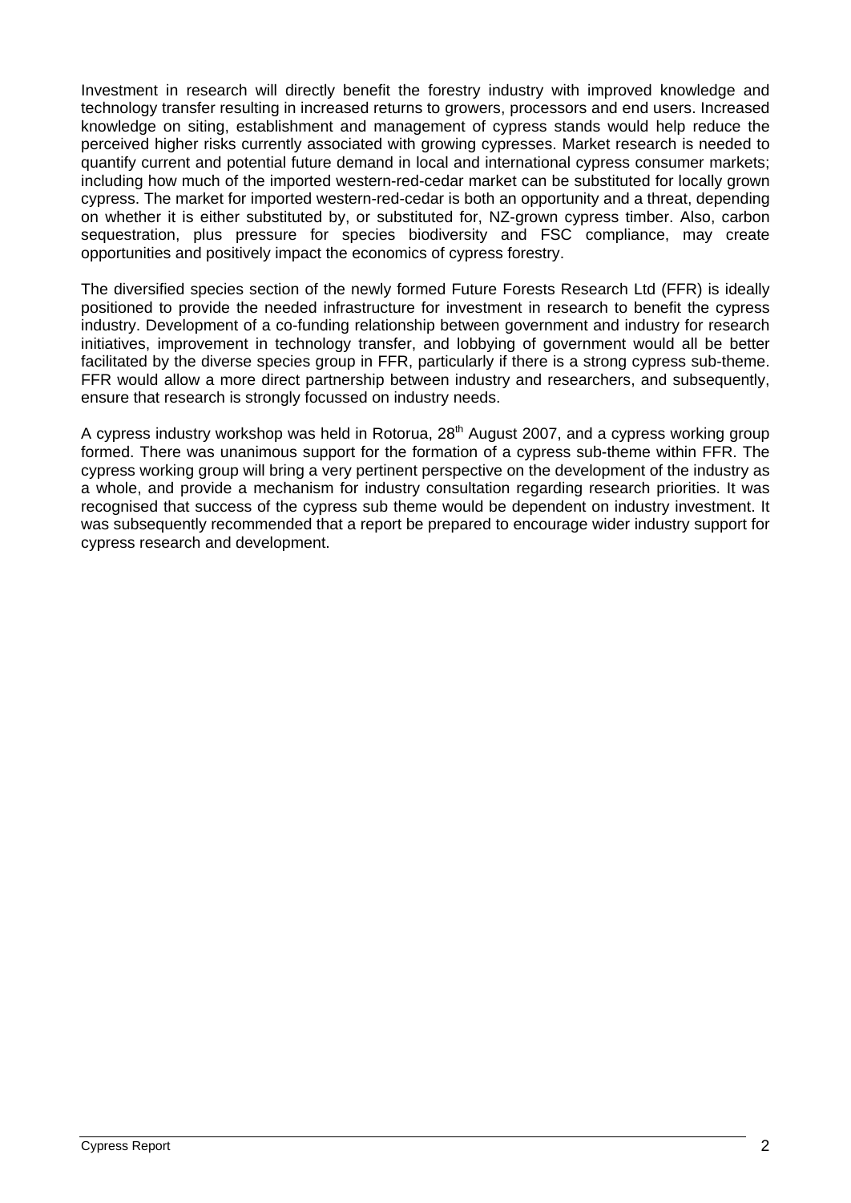Investment in research will directly benefit the forestry industry with improved knowledge and technology transfer resulting in increased returns to growers, processors and end users. Increased knowledge on siting, establishment and management of cypress stands would help reduce the perceived higher risks currently associated with growing cypresses. Market research is needed to quantify current and potential future demand in local and international cypress consumer markets; including how much of the imported western-red-cedar market can be substituted for locally grown cypress. The market for imported western-red-cedar is both an opportunity and a threat, depending on whether it is either substituted by, or substituted for, NZ-grown cypress timber. Also, carbon sequestration, plus pressure for species biodiversity and FSC compliance, may create opportunities and positively impact the economics of cypress forestry.

The diversified species section of the newly formed Future Forests Research Ltd (FFR) is ideally positioned to provide the needed infrastructure for investment in research to benefit the cypress industry. Development of a co-funding relationship between government and industry for research initiatives, improvement in technology transfer, and lobbying of government would all be better facilitated by the diverse species group in FFR, particularly if there is a strong cypress sub-theme. FFR would allow a more direct partnership between industry and researchers, and subsequently, ensure that research is strongly focussed on industry needs.

A cypress industry workshop was held in Rotorua, 28th August 2007, and a cypress working group formed. There was unanimous support for the formation of a cypress sub-theme within FFR. The cypress working group will bring a very pertinent perspective on the development of the industry as a whole, and provide a mechanism for industry consultation regarding research priorities. It was recognised that success of the cypress sub theme would be dependent on industry investment. It was subsequently recommended that a report be prepared to encourage wider industry support for cypress research and development.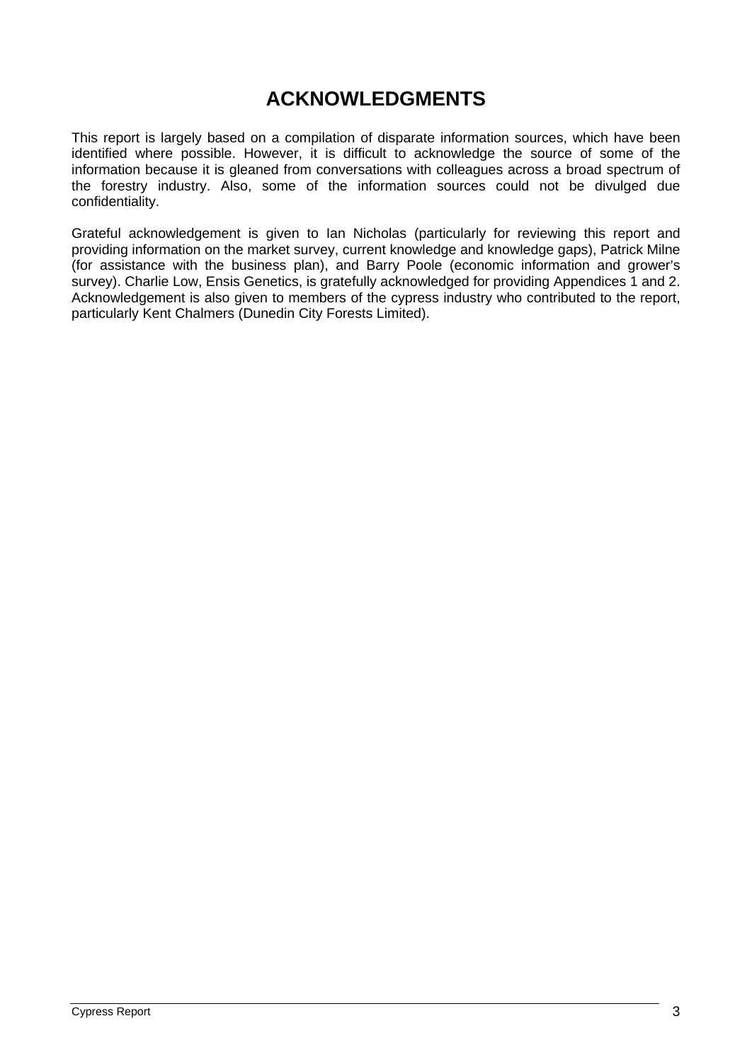# ACKNOWLEDGMENTS

This report is largely based on a compilation of disparate information sources, which have been identified where possible. However, it is difficult to acknowledge the source of some of the information because it is gleaned from conversations with colleagues across a broad spectrum of the forestry industry. Also, some of the information sources could not be divulged due confidentiality.

Grateful acknowledgement is given to Ian Nicholas (particularly for reviewing this report and providing information on the market survey, current knowledge and knowledge gaps), Patrick Milne (for assistance with the business plan), and Barry Poole (economic information and grower's survey). Charlie Low, Ensis Genetics, is gratefully acknowledged for providing Appendices 1 and 2. Acknowledgement is also given to members of the cypress industry who contributed to the report, particularly Kent Chalmers (Dunedin City Forests Limited).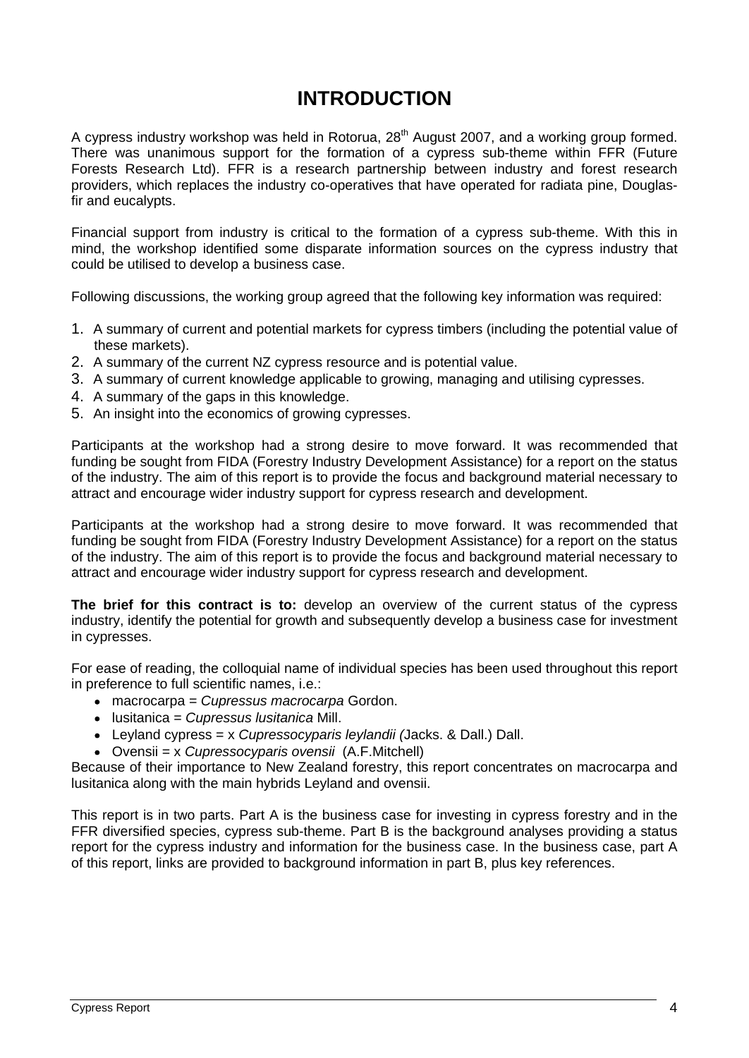# INTRODUCTION

A cypress industry workshop was held in Rotorua, 28th August 2007, and a working group formed. There was unanimous support for the formation of a cypress sub-theme within FFR (Future Forests Research Ltd). FFR is a research partnership between industry and forest research providers, which replaces the industry co-operatives that have operated for radiata pine, Douglas-fir and eucalypts.

Financial support from industry is critical to the formation of a cypress sub-theme. With this in mind, the workshop identified some disparate information sources on the cypress industry that could be utilised to develop a business case.

Following discussions, the working group agreed that the following key information was required:

1. A summary of current and potential markets for cypress timbers (including the potential value of these markets).
2. A summary of the current NZ cypress resource and is potential value.
3. A summary of current knowledge applicable to growing, managing and utilising cypresses.
4. A summary of the gaps in this knowledge.
5. An insight into the economics of growing cypresses.

Participants at the workshop had a strong desire to move forward. It was recommended that funding be sought from FIDA (Forestry Industry Development Assistance) for a report on the status of the industry. The aim of this report is to provide the focus and background material necessary to attract and encourage wider industry support for cypress research and development.

Participants at the workshop had a strong desire to move forward. It was recommended that funding be sought from FIDA (Forestry Industry Development Assistance) for a report on the status of the industry. The aim of this report is to provide the focus and background material necessary to attract and encourage wider industry support for cypress research and development.

**The brief for this contract is to:** develop an overview of the current status of the cypress industry, identify the potential for growth and subsequently develop a business case for investment in cypresses.

For ease of reading, the colloquial name of individual species has been used throughout this report in preference to full scientific names, i.e.:

- macrocarpa = *Cupressus macrocarpa* Gordon.
- lusitanica = *Cupressus lusitanica* Mill.
- Leyland cypress = x *Cupressocyparis leylandii (*Jacks. & Dall.) Dall.
- Ovensii = x *Cupressocyparis ovensii* (A.F.Mitchell)

Because of their importance to New Zealand forestry, this report concentrates on macrocarpa and lusitanica along with the main hybrids Leyland and ovensii.

This report is in two parts. Part A is the business case for investing in cypress forestry and in the FFR diversified species, cypress sub-theme. Part B is the background analyses providing a status report for the cypress industry and information for the business case. In the business case, part A of this report, links are provided to background information in part B, plus key references.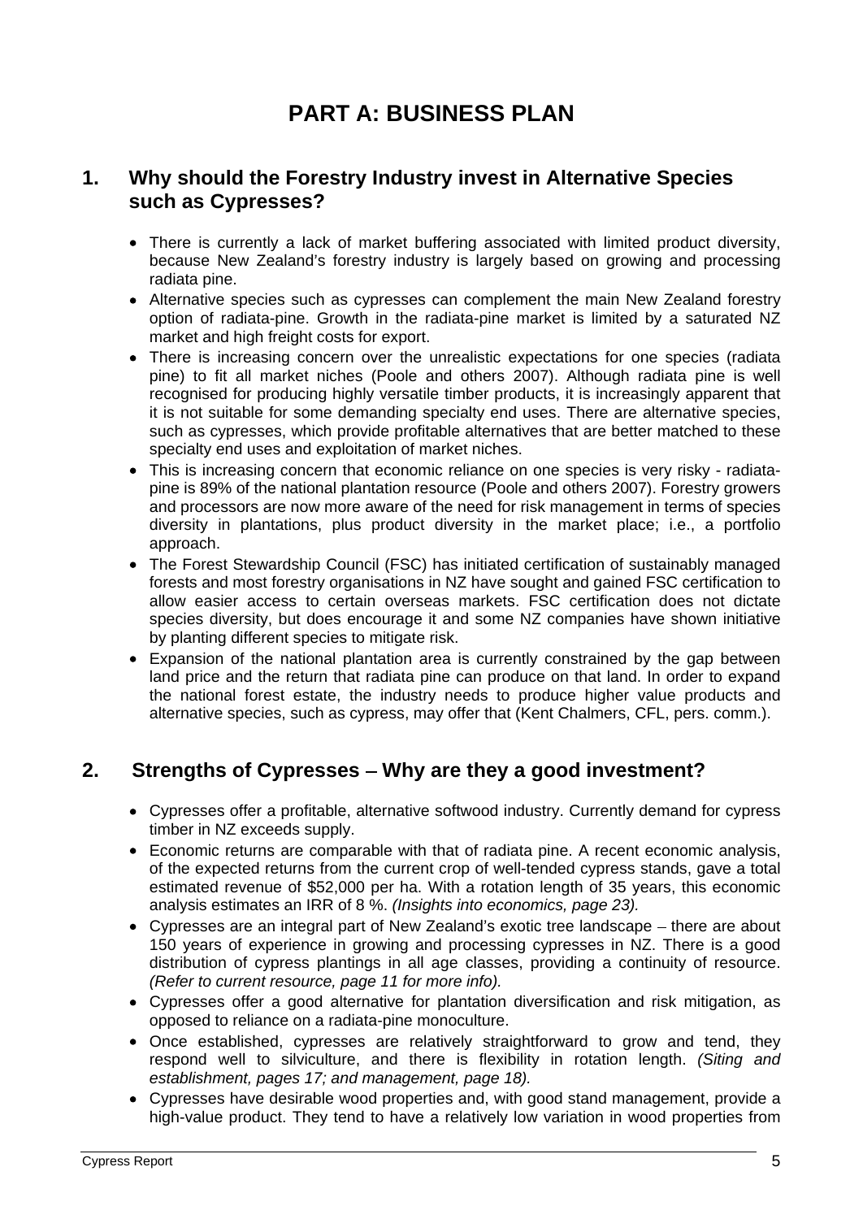# PART A: BUSINESS PLAN

## 1. Why should the Forestry Industry invest in Alternative Species such as Cypresses?

- There is currently a lack of market buffering associated with limited product diversity, because New Zealand's forestry industry is largely based on growing and processing radiata pine.
- Alternative species such as cypresses can complement the main New Zealand forestry option of radiata-pine. Growth in the radiata-pine market is limited by a saturated NZ market and high freight costs for export.
- There is increasing concern over the unrealistic expectations for one species (radiata pine) to fit all market niches (Poole and others 2007). Although radiata pine is well recognised for producing highly versatile timber products, it is increasingly apparent that it is not suitable for some demanding specialty end uses. There are alternative species, such as cypresses, which provide profitable alternatives that are better matched to these specialty end uses and exploitation of market niches.
- This is increasing concern that economic reliance on one species is very risky - radiata-pine is 89% of the national plantation resource (Poole and others 2007). Forestry growers and processors are now more aware of the need for risk management in terms of species diversity in plantations, plus product diversity in the market place; i.e., a portfolio approach.
- The Forest Stewardship Council (FSC) has initiated certification of sustainably managed forests and most forestry organisations in NZ have sought and gained FSC certification to allow easier access to certain overseas markets. FSC certification does not dictate species diversity, but does encourage it and some NZ companies have shown initiative by planting different species to mitigate risk.
- Expansion of the national plantation area is currently constrained by the gap between land price and the return that radiata pine can produce on that land. In order to expand the national forest estate, the industry needs to produce higher value products and alternative species, such as cypress, may offer that (Kent Chalmers, CFL, pers. comm.).

## 2. Strengths of Cypresses – Why are they a good investment?

- Cypresses offer a profitable, alternative softwood industry. Currently demand for cypress timber in NZ exceeds supply.
- Economic returns are comparable with that of radiata pine. A recent economic analysis, of the expected returns from the current crop of well-tended cypress stands, gave a total estimated revenue of $52,000 per ha. With a rotation length of 35 years, this economic analysis estimates an IRR of 8 %. *(Insights into economics, page 23).*
- Cypresses are an integral part of New Zealand's exotic tree landscape – there are about 150 years of experience in growing and processing cypresses in NZ. There is a good distribution of cypress plantings in all age classes, providing a continuity of resource. *(Refer to current resource, page 11 for more info).*
- Cypresses offer a good alternative for plantation diversification and risk mitigation, as opposed to reliance on a radiata-pine monoculture.
- Once established, cypresses are relatively straightforward to grow and tend, they respond well to silviculture, and there is flexibility in rotation length. *(Siting and establishment, pages 17; and management, page 18).*
- Cypresses have desirable wood properties and, with good stand management, provide a high-value product. They tend to have a relatively low variation in wood properties from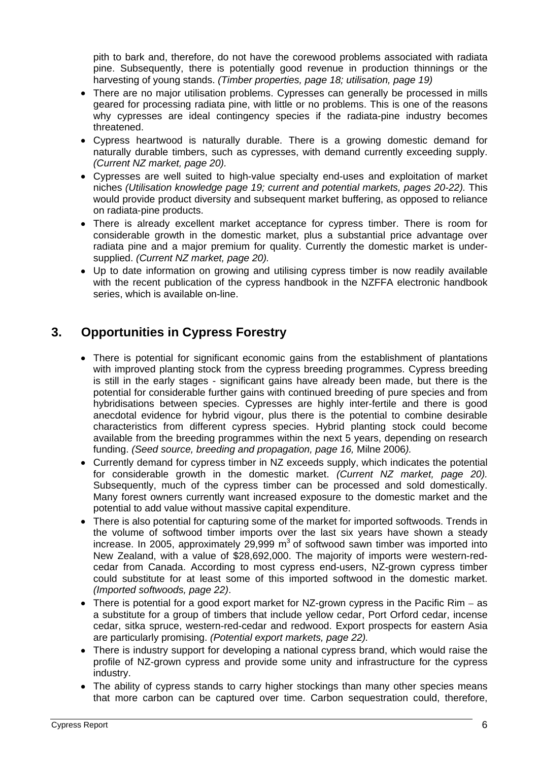pith to bark and, therefore, do not have the corewood problems associated with radiata pine. Subsequently, there is potentially good revenue in production thinnings or the harvesting of young stands. *(Timber properties, page 18; utilisation, page 19)*

- There are no major utilisation problems. Cypresses can generally be processed in mills geared for processing radiata pine, with little or no problems. This is one of the reasons why cypresses are ideal contingency species if the radiata-pine industry becomes threatened.
- Cypress heartwood is naturally durable. There is a growing domestic demand for naturally durable timbers, such as cypresses, with demand currently exceeding supply. *(Current NZ market, page 20).*
- Cypresses are well suited to high-value specialty end-uses and exploitation of market niches *(Utilisation knowledge page 19; current and potential markets, pages 20-22).* This would provide product diversity and subsequent market buffering, as opposed to reliance on radiata-pine products.
- There is already excellent market acceptance for cypress timber. There is room for considerable growth in the domestic market, plus a substantial price advantage over radiata pine and a major premium for quality. Currently the domestic market is under-supplied. *(Current NZ market, page 20).*
- Up to date information on growing and utilising cypress timber is now readily available with the recent publication of the cypress handbook in the NZFFA electronic handbook series, which is available on-line.

## 3. Opportunities in Cypress Forestry

- There is potential for significant economic gains from the establishment of plantations with improved planting stock from the cypress breeding programmes. Cypress breeding is still in the early stages - significant gains have already been made, but there is the potential for considerable further gains with continued breeding of pure species and from hybridisations between species. Cypresses are highly inter-fertile and there is good anecdotal evidence for hybrid vigour, plus there is the potential to combine desirable characteristics from different cypress species. Hybrid planting stock could become available from the breeding programmes within the next 5 years, depending on research funding. *(Seed source, breeding and propagation, page 16,* Milne 2006*).*
- Currently demand for cypress timber in NZ exceeds supply, which indicates the potential for considerable growth in the domestic market. *(Current NZ market, page 20).* Subsequently, much of the cypress timber can be processed and sold domestically. Many forest owners currently want increased exposure to the domestic market and the potential to add value without massive capital expenditure.
- There is also potential for capturing some of the market for imported softwoods. Trends in the volume of softwood timber imports over the last six years have shown a steady increase. In 2005, approximately 29,999 $m^3$ of softwood sawn timber was imported into New Zealand, with a value of \$28,692,000. The majority of imports were western-red-cedar from Canada. According to most cypress end-users, NZ-grown cypress timber could substitute for at least some of this imported softwood in the domestic market. *(Imported softwoods, page 22)*.
- There is potential for a good export market for NZ-grown cypress in the Pacific Rim – as a substitute for a group of timbers that include yellow cedar, Port Orford cedar, incense cedar, sitka spruce, western-red-cedar and redwood. Export prospects for eastern Asia are particularly promising. *(Potential export markets, page 22).*
- There is industry support for developing a national cypress brand, which would raise the profile of NZ-grown cypress and provide some unity and infrastructure for the cypress industry.
- The ability of cypress stands to carry higher stockings than many other species means that more carbon can be captured over time. Carbon sequestration could, therefore,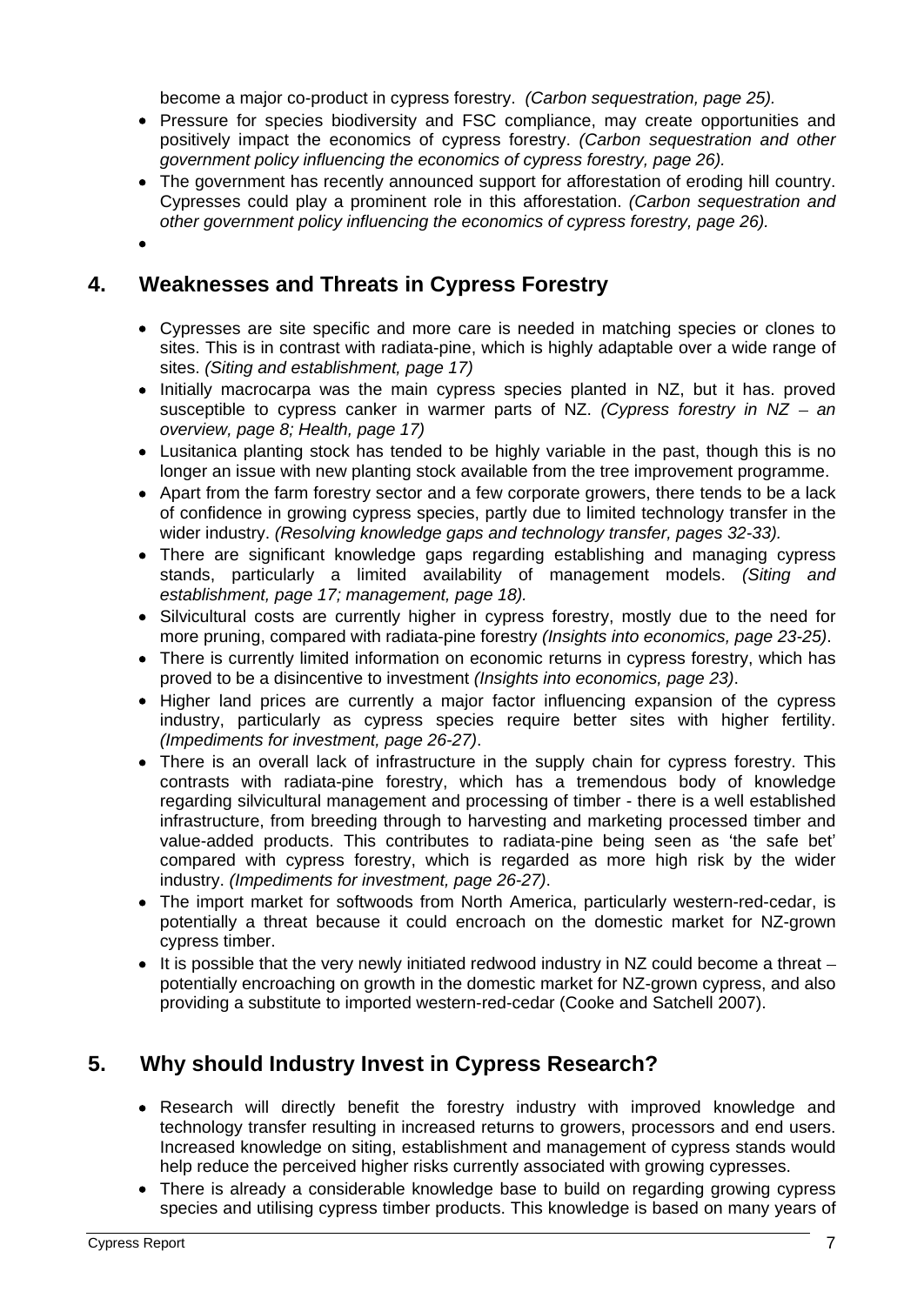become a major co-product in cypress forestry. *(Carbon sequestration, page 25).*

- Pressure for species biodiversity and FSC compliance, may create opportunities and positively impact the economics of cypress forestry. *(Carbon sequestration and other government policy influencing the economics of cypress forestry, page 26).*
- The government has recently announced support for afforestation of eroding hill country. Cypresses could play a prominent role in this afforestation. *(Carbon sequestration and other government policy influencing the economics of cypress forestry, page 26).*

## 4. Weaknesses and Threats in Cypress Forestry

- Cypresses are site specific and more care is needed in matching species or clones to sites. This is in contrast with radiata-pine, which is highly adaptable over a wide range of sites. *(Siting and establishment, page 17)*
- Initially macrocarpa was the main cypress species planted in NZ, but it has. proved susceptible to cypress canker in warmer parts of NZ. *(Cypress forestry in NZ – an overview, page 8; Health, page 17)*
- Lusitanica planting stock has tended to be highly variable in the past, though this is no longer an issue with new planting stock available from the tree improvement programme.
- Apart from the farm forestry sector and a few corporate growers, there tends to be a lack of confidence in growing cypress species, partly due to limited technology transfer in the wider industry. *(Resolving knowledge gaps and technology transfer, pages 32-33).*
- There are significant knowledge gaps regarding establishing and managing cypress stands, particularly a limited availability of management models. *(Siting and establishment, page 17; management, page 18).*
- Silvicultural costs are currently higher in cypress forestry, mostly due to the need for more pruning, compared with radiata-pine forestry *(Insights into economics, page 23-25)*.
- There is currently limited information on economic returns in cypress forestry, which has proved to be a disincentive to investment *(Insights into economics, page 23)*.
- Higher land prices are currently a major factor influencing expansion of the cypress industry, particularly as cypress species require better sites with higher fertility. *(Impediments for investment, page 26-27)*.
- There is an overall lack of infrastructure in the supply chain for cypress forestry. This contrasts with radiata-pine forestry, which has a tremendous body of knowledge regarding silvicultural management and processing of timber - there is a well established infrastructure, from breeding through to harvesting and marketing processed timber and value-added products. This contributes to radiata-pine being seen as 'the safe bet' compared with cypress forestry, which is regarded as more high risk by the wider industry. *(Impediments for investment, page 26-27)*.
- The import market for softwoods from North America, particularly western-red-cedar, is potentially a threat because it could encroach on the domestic market for NZ-grown cypress timber.
- It is possible that the very newly initiated redwood industry in NZ could become a threat – potentially encroaching on growth in the domestic market for NZ-grown cypress, and also providing a substitute to imported western-red-cedar (Cooke and Satchell 2007).

## 5. Why should Industry Invest in Cypress Research?

- Research will directly benefit the forestry industry with improved knowledge and technology transfer resulting in increased returns to growers, processors and end users. Increased knowledge on siting, establishment and management of cypress stands would help reduce the perceived higher risks currently associated with growing cypresses.
- There is already a considerable knowledge base to build on regarding growing cypress species and utilising cypress timber products. This knowledge is based on many years of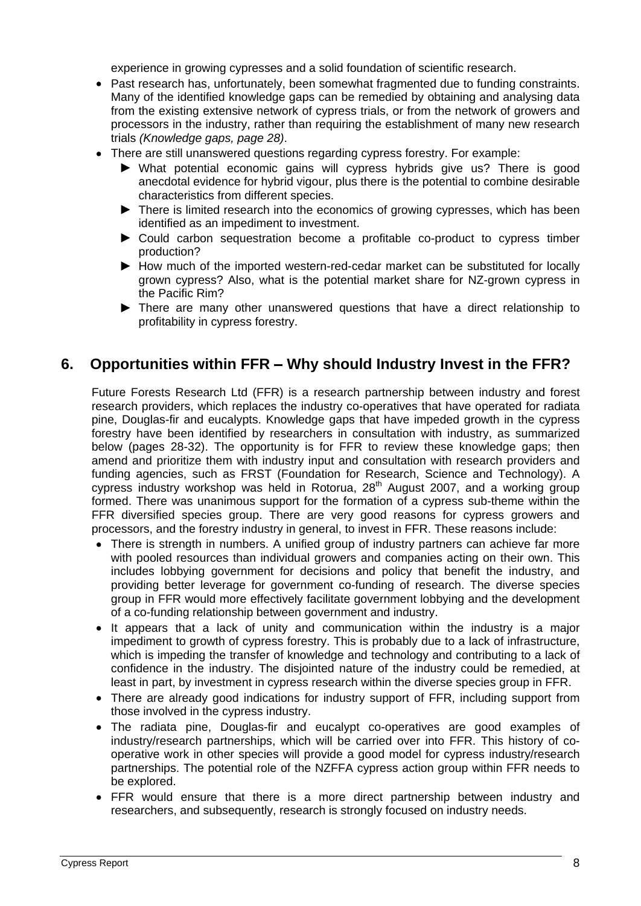experience in growing cypresses and a solid foundation of scientific research.

- Past research has, unfortunately, been somewhat fragmented due to funding constraints. Many of the identified knowledge gaps can be remedied by obtaining and analysing data from the existing extensive network of cypress trials, or from the network of growers and processors in the industry, rather than requiring the establishment of many new research trials *(Knowledge gaps, page 28)*.
- There are still unanswered questions regarding cypress forestry. For example:
  - ► What potential economic gains will cypress hybrids give us? There is good anecdotal evidence for hybrid vigour, plus there is the potential to combine desirable characteristics from different species.
  - ► There is limited research into the economics of growing cypresses, which has been identified as an impediment to investment.
  - ► Could carbon sequestration become a profitable co-product to cypress timber production?
  - ► How much of the imported western-red-cedar market can be substituted for locally grown cypress? Also, what is the potential market share for NZ-grown cypress in the Pacific Rim?
  - ► There are many other unanswered questions that have a direct relationship to profitability in cypress forestry.

## 6. Opportunities within FFR – Why should Industry Invest in the FFR?

Future Forests Research Ltd (FFR) is a research partnership between industry and forest research providers, which replaces the industry co-operatives that have operated for radiata pine, Douglas-fir and eucalypts. Knowledge gaps that have impeded growth in the cypress forestry have been identified by researchers in consultation with industry, as summarized below (pages 28-32). The opportunity is for FFR to review these knowledge gaps; then amend and prioritize them with industry input and consultation with research providers and funding agencies, such as FRST (Foundation for Research, Science and Technology). A cypress industry workshop was held in Rotorua, 28th August 2007, and a working group formed. There was unanimous support for the formation of a cypress sub-theme within the FFR diversified species group. There are very good reasons for cypress growers and processors, and the forestry industry in general, to invest in FFR. These reasons include:

- There is strength in numbers. A unified group of industry partners can achieve far more with pooled resources than individual growers and companies acting on their own. This includes lobbying government for decisions and policy that benefit the industry, and providing better leverage for government co-funding of research. The diverse species group in FFR would more effectively facilitate government lobbying and the development of a co-funding relationship between government and industry.
- It appears that a lack of unity and communication within the industry is a major impediment to growth of cypress forestry. This is probably due to a lack of infrastructure, which is impeding the transfer of knowledge and technology and contributing to a lack of confidence in the industry. The disjointed nature of the industry could be remedied, at least in part, by investment in cypress research within the diverse species group in FFR.
- There are already good indications for industry support of FFR, including support from those involved in the cypress industry.
- The radiata pine, Douglas-fir and eucalypt co-operatives are good examples of industry/research partnerships, which will be carried over into FFR. This history of co-operative work in other species will provide a good model for cypress industry/research partnerships. The potential role of the NZFFA cypress action group within FFR needs to be explored.
- FFR would ensure that there is a more direct partnership between industry and researchers, and subsequently, research is strongly focused on industry needs.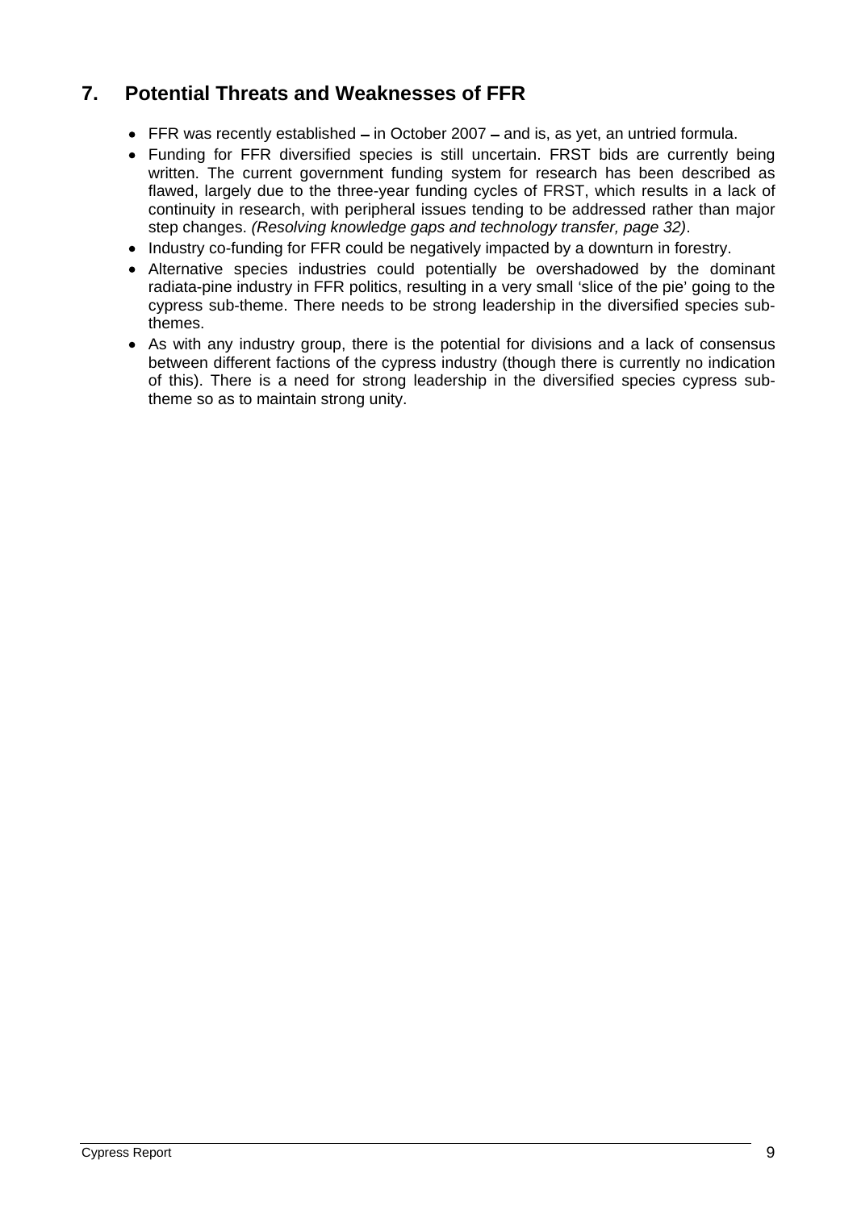## 7. Potential Threats and Weaknesses of FFR

- FFR was recently established – in October 2007 – and is, as yet, an untried formula.
- Funding for FFR diversified species is still uncertain. FRST bids are currently being written. The current government funding system for research has been described as flawed, largely due to the three-year funding cycles of FRST, which results in a lack of continuity in research, with peripheral issues tending to be addressed rather than major step changes. *(Resolving knowledge gaps and technology transfer, page 32)*.
- Industry co-funding for FFR could be negatively impacted by a downturn in forestry.
- Alternative species industries could potentially be overshadowed by the dominant radiata-pine industry in FFR politics, resulting in a very small 'slice of the pie' going to the cypress sub-theme. There needs to be strong leadership in the diversified species sub-themes.
- As with any industry group, there is the potential for divisions and a lack of consensus between different factions of the cypress industry (though there is currently no indication of this). There is a need for strong leadership in the diversified species cypress sub-theme so as to maintain strong unity.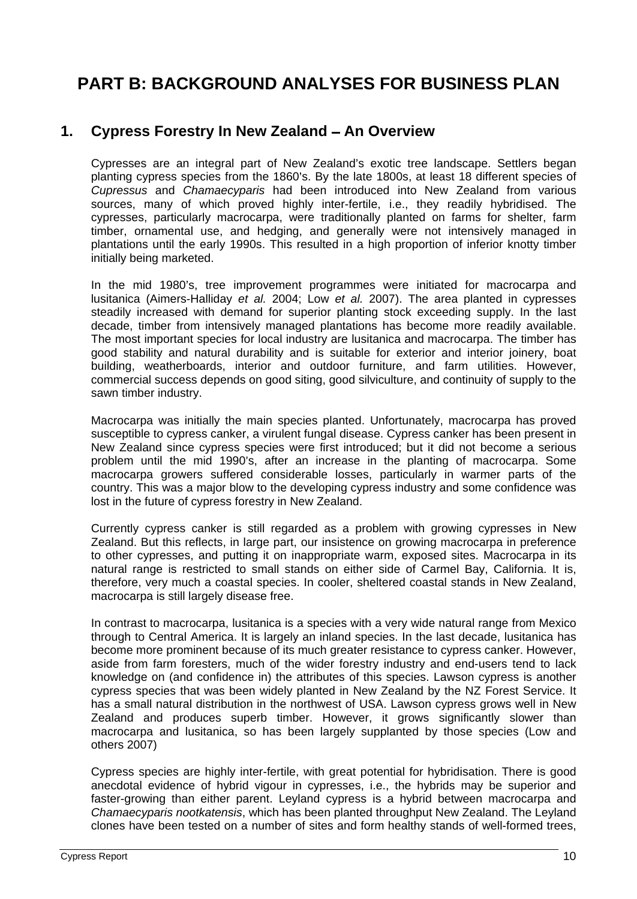# PART B: BACKGROUND ANALYSES FOR BUSINESS PLAN

## 1. Cypress Forestry In New Zealand – An Overview

Cypresses are an integral part of New Zealand's exotic tree landscape. Settlers began planting cypress species from the 1860's. By the late 1800s, at least 18 different species of *Cupressus* and *Chamaecyparis* had been introduced into New Zealand from various sources, many of which proved highly inter-fertile, i.e., they readily hybridised. The cypresses, particularly macrocarpa, were traditionally planted on farms for shelter, farm timber, ornamental use, and hedging, and generally were not intensively managed in plantations until the early 1990s. This resulted in a high proportion of inferior knotty timber initially being marketed.

In the mid 1980's, tree improvement programmes were initiated for macrocarpa and lusitanica (Aimers-Halliday *et al.* 2004; Low *et al.* 2007). The area planted in cypresses steadily increased with demand for superior planting stock exceeding supply. In the last decade, timber from intensively managed plantations has become more readily available. The most important species for local industry are lusitanica and macrocarpa. The timber has good stability and natural durability and is suitable for exterior and interior joinery, boat building, weatherboards, interior and outdoor furniture, and farm utilities. However, commercial success depends on good siting, good silviculture, and continuity of supply to the sawn timber industry.

Macrocarpa was initially the main species planted. Unfortunately, macrocarpa has proved susceptible to cypress canker, a virulent fungal disease. Cypress canker has been present in New Zealand since cypress species were first introduced; but it did not become a serious problem until the mid 1990's, after an increase in the planting of macrocarpa. Some macrocarpa growers suffered considerable losses, particularly in warmer parts of the country. This was a major blow to the developing cypress industry and some confidence was lost in the future of cypress forestry in New Zealand.

Currently cypress canker is still regarded as a problem with growing cypresses in New Zealand. But this reflects, in large part, our insistence on growing macrocarpa in preference to other cypresses, and putting it on inappropriate warm, exposed sites. Macrocarpa in its natural range is restricted to small stands on either side of Carmel Bay, California. It is, therefore, very much a coastal species. In cooler, sheltered coastal stands in New Zealand, macrocarpa is still largely disease free.

In contrast to macrocarpa, lusitanica is a species with a very wide natural range from Mexico through to Central America. It is largely an inland species. In the last decade, lusitanica has become more prominent because of its much greater resistance to cypress canker. However, aside from farm foresters, much of the wider forestry industry and end-users tend to lack knowledge on (and confidence in) the attributes of this species. Lawson cypress is another cypress species that was been widely planted in New Zealand by the NZ Forest Service. It has a small natural distribution in the northwest of USA. Lawson cypress grows well in New Zealand and produces superb timber. However, it grows significantly slower than macrocarpa and lusitanica, so has been largely supplanted by those species (Low and others 2007)

Cypress species are highly inter-fertile, with great potential for hybridisation. There is good anecdotal evidence of hybrid vigour in cypresses, i.e., the hybrids may be superior and faster-growing than either parent. Leyland cypress is a hybrid between macrocarpa and *Chamaecyparis nootkatensis*, which has been planted throughput New Zealand. The Leyland clones have been tested on a number of sites and form healthy stands of well-formed trees,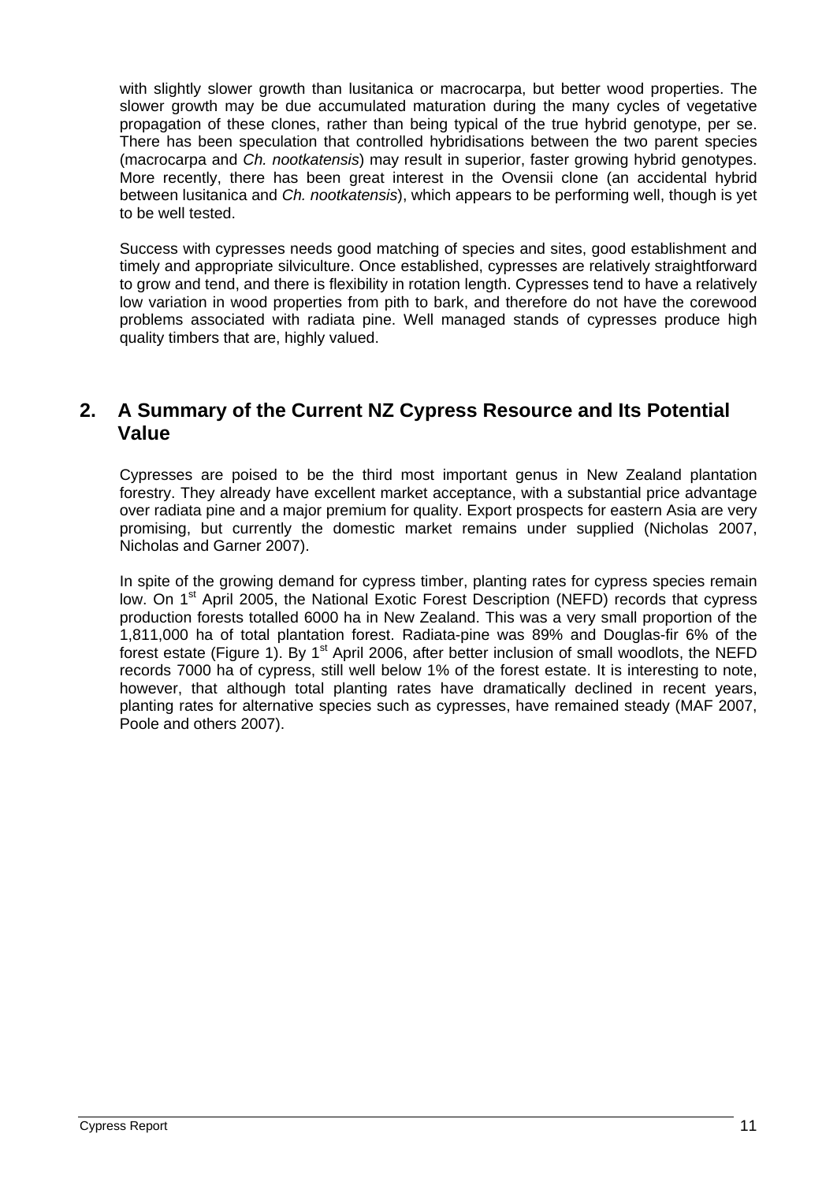with slightly slower growth than lusitanica or macrocarpa, but better wood properties. The slower growth may be due accumulated maturation during the many cycles of vegetative propagation of these clones, rather than being typical of the true hybrid genotype, per se. There has been speculation that controlled hybridisations between the two parent species (macrocarpa and *Ch. nootkatensis*) may result in superior, faster growing hybrid genotypes. More recently, there has been great interest in the Ovensii clone (an accidental hybrid between lusitanica and *Ch. nootkatensis*), which appears to be performing well, though is yet to be well tested.

Success with cypresses needs good matching of species and sites, good establishment and timely and appropriate silviculture. Once established, cypresses are relatively straightforward to grow and tend, and there is flexibility in rotation length. Cypresses tend to have a relatively low variation in wood properties from pith to bark, and therefore do not have the corewood problems associated with radiata pine. Well managed stands of cypresses produce high quality timbers that are, highly valued.

## 2. A Summary of the Current NZ Cypress Resource and Its Potential Value

Cypresses are poised to be the third most important genus in New Zealand plantation forestry. They already have excellent market acceptance, with a substantial price advantage over radiata pine and a major premium for quality. Export prospects for eastern Asia are very promising, but currently the domestic market remains under supplied (Nicholas 2007, Nicholas and Garner 2007).

In spite of the growing demand for cypress timber, planting rates for cypress species remain low. On 1st April 2005, the National Exotic Forest Description (NEFD) records that cypress production forests totalled 6000 ha in New Zealand. This was a very small proportion of the 1,811,000 ha of total plantation forest. Radiata-pine was 89% and Douglas-fir 6% of the forest estate (Figure 1). By 1st April 2006, after better inclusion of small woodlots, the NEFD records 7000 ha of cypress, still well below 1% of the forest estate. It is interesting to note, however, that although total planting rates have dramatically declined in recent years, planting rates for alternative species such as cypresses, have remained steady (MAF 2007, Poole and others 2007).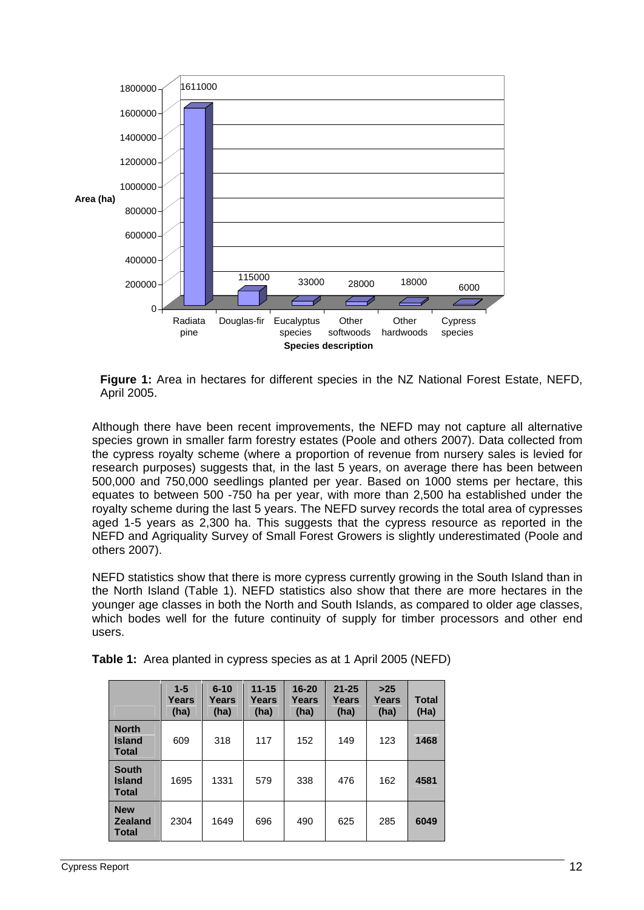**Figure 1:** Area in hectares for different species in the NZ National Forest Estate, NEFD, April 2005.

Although there have been recent improvements, the NEFD may not capture all alternative species grown in smaller farm forestry estates (Poole and others 2007). Data collected from the cypress royalty scheme (where a proportion of revenue from nursery sales is levied for research purposes) suggests that, in the last 5 years, on average there has been between 500,000 and 750,000 seedlings planted per year. Based on 1000 stems per hectare, this equates to between 500 -750 ha per year, with more than 2,500 ha established under the royalty scheme during the last 5 years. The NEFD survey records the total area of cypresses aged 1-5 years as 2,300 ha. This suggests that the cypress resource as reported in the NEFD and Agriquality Survey of Small Forest Growers is slightly underestimated (Poole and others 2007).

NEFD statistics show that there is more cypress currently growing in the South Island than in the North Island (Table 1). NEFD statistics also show that there are more hectares in the younger age classes in both the North and South Islands, as compared to older age classes, which bodes well for the future continuity of supply for timber processors and other end users.

**Table 1:** Area planted in cypress species as at 1 April 2005 (NEFD)

| | 1-5 Years (ha) | 6-10 Years (ha) | 11-15 Years (ha) | 16-20 Years (ha) | 21-25 Years (ha) | >25 Years (ha) | Total (Ha) |
|---|---|---|---|---|---|---|---|
| **North Island Total** | 609 | 318 | 117 | 152 | 149 | 123 | **1468** |
| **South Island Total** | 1695 | 1331 | 579 | 338 | 476 | 162 | **4581** |
| **New Zealand Total** | 2304 | 1649 | 696 | 490 | 625 | 285 | **6049** |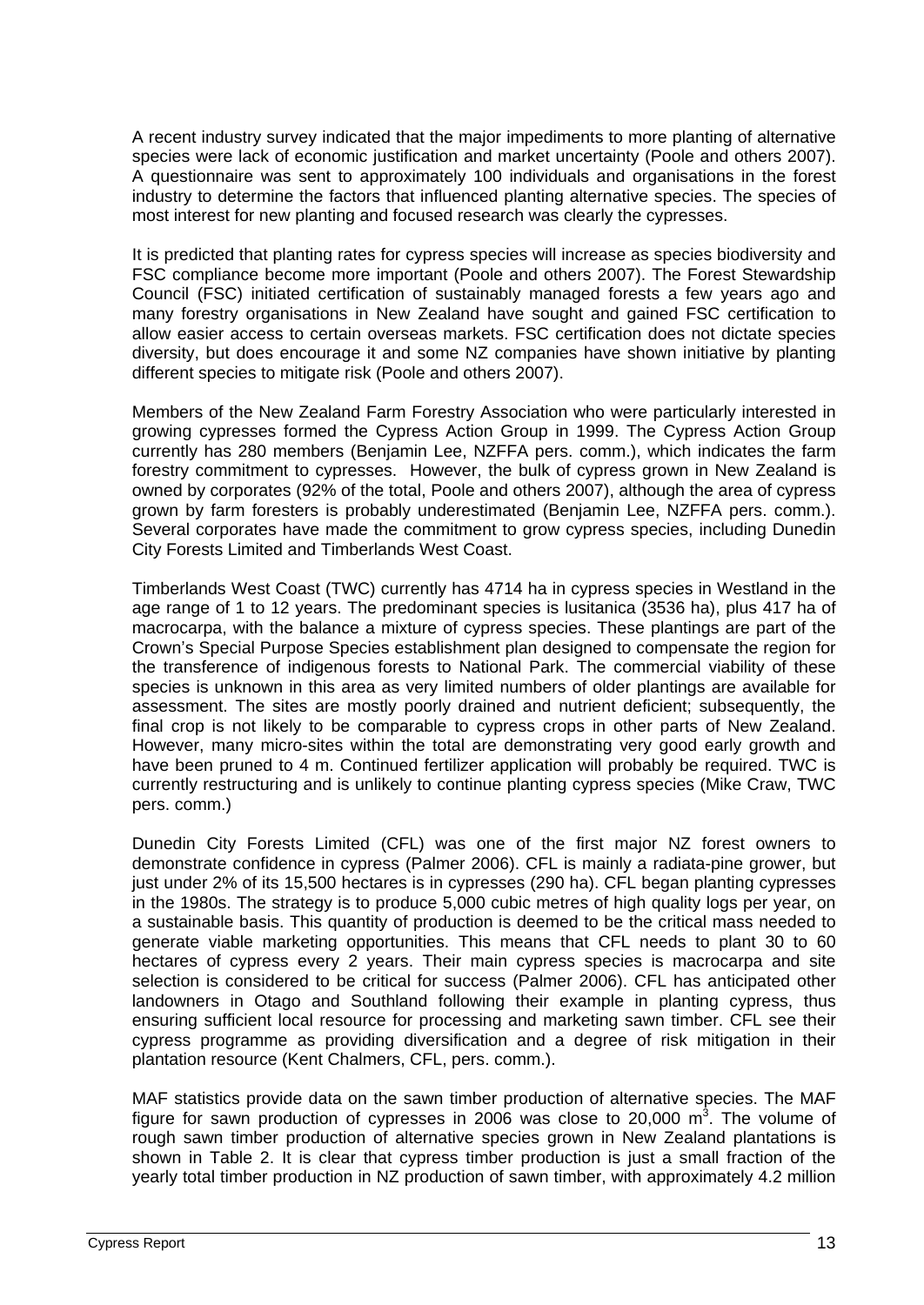A recent industry survey indicated that the major impediments to more planting of alternative species were lack of economic justification and market uncertainty (Poole and others 2007). A questionnaire was sent to approximately 100 individuals and organisations in the forest industry to determine the factors that influenced planting alternative species. The species of most interest for new planting and focused research was clearly the cypresses.

It is predicted that planting rates for cypress species will increase as species biodiversity and FSC compliance become more important (Poole and others 2007). The Forest Stewardship Council (FSC) initiated certification of sustainably managed forests a few years ago and many forestry organisations in New Zealand have sought and gained FSC certification to allow easier access to certain overseas markets. FSC certification does not dictate species diversity, but does encourage it and some NZ companies have shown initiative by planting different species to mitigate risk (Poole and others 2007).

Members of the New Zealand Farm Forestry Association who were particularly interested in growing cypresses formed the Cypress Action Group in 1999. The Cypress Action Group currently has 280 members (Benjamin Lee, NZFFA pers. comm.), which indicates the farm forestry commitment to cypresses. However, the bulk of cypress grown in New Zealand is owned by corporates (92% of the total, Poole and others 2007), although the area of cypress grown by farm foresters is probably underestimated (Benjamin Lee, NZFFA pers. comm.). Several corporates have made the commitment to grow cypress species, including Dunedin City Forests Limited and Timberlands West Coast.

Timberlands West Coast (TWC) currently has 4714 ha in cypress species in Westland in the age range of 1 to 12 years. The predominant species is lusitanica (3536 ha), plus 417 ha of macrocarpa, with the balance a mixture of cypress species. These plantings are part of the Crown's Special Purpose Species establishment plan designed to compensate the region for the transference of indigenous forests to National Park. The commercial viability of these species is unknown in this area as very limited numbers of older plantings are available for assessment. The sites are mostly poorly drained and nutrient deficient; subsequently, the final crop is not likely to be comparable to cypress crops in other parts of New Zealand. However, many micro-sites within the total are demonstrating very good early growth and have been pruned to 4 m. Continued fertilizer application will probably be required. TWC is currently restructuring and is unlikely to continue planting cypress species (Mike Craw, TWC pers. comm.)

Dunedin City Forests Limited (CFL) was one of the first major NZ forest owners to demonstrate confidence in cypress (Palmer 2006). CFL is mainly a radiata-pine grower, but just under 2% of its 15,500 hectares is in cypresses (290 ha). CFL began planting cypresses in the 1980s. The strategy is to produce 5,000 cubic metres of high quality logs per year, on a sustainable basis. This quantity of production is deemed to be the critical mass needed to generate viable marketing opportunities. This means that CFL needs to plant 30 to 60 hectares of cypress every 2 years. Their main cypress species is macrocarpa and site selection is considered to be critical for success (Palmer 2006). CFL has anticipated other landowners in Otago and Southland following their example in planting cypress, thus ensuring sufficient local resource for processing and marketing sawn timber. CFL see their cypress programme as providing diversification and a degree of risk mitigation in their plantation resource (Kent Chalmers, CFL, pers. comm.).

MAF statistics provide data on the sawn timber production of alternative species. The MAF figure for sawn production of cypresses in 2006 was close to 20,000 $m^3$. The volume of rough sawn timber production of alternative species grown in New Zealand plantations is shown in Table 2. It is clear that cypress timber production is just a small fraction of the yearly total timber production in NZ production of sawn timber, with approximately 4.2 million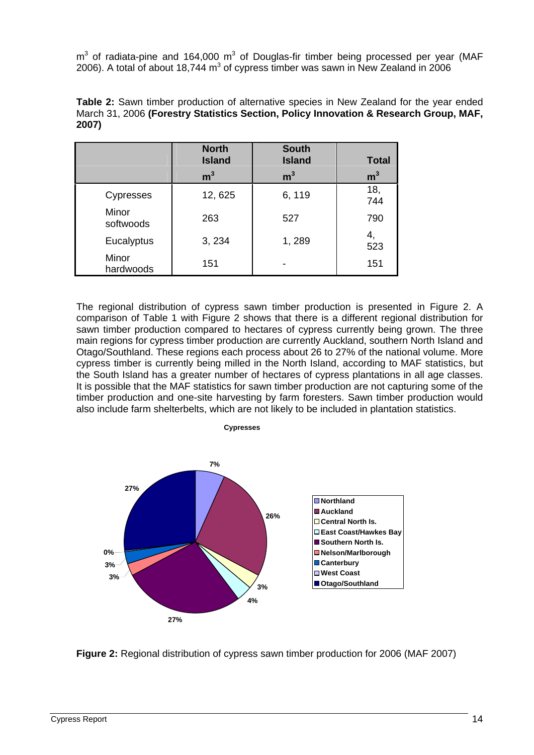$m^3$ of radiata-pine and 164,000 $m^3$ of Douglas-fir timber being processed per year (MAF 2006). A total of about 18,744 $m^3$ of cypress timber was sawn in New Zealand in 2006

**Table 2:** Sawn timber production of alternative species in New Zealand for the year ended March 31, 2006 **(Forestry Statistics Section, Policy Innovation & Research Group, MAF, 2007)**

| | North Island | South Island | Total |
|---|---|---|---|
| | $m^3$ | $m^3$ | $m^3$ |
| Cypresses | 12, 625 | 6, 119 | 18, 744 |
| Minor softwoods | 263 | 527 | 790 |
| Eucalyptus | 3, 234 | 1, 289 | 4, 523 |
| Minor hardwoods | 151 | - | 151 |

The regional distribution of cypress sawn timber production is presented in Figure 2. A comparison of Table 1 with Figure 2 shows that there is a different regional distribution for sawn timber production compared to hectares of cypress currently being grown. The three main regions for cypress timber production are currently Auckland, southern North Island and Otago/Southland. These regions each process about 26 to 27% of the national volume. More cypress timber is currently being milled in the North Island, according to MAF statistics, but the South Island has a greater number of hectares of cypress plantations in all age classes. It is possible that the MAF statistics for sawn timber production are not capturing some of the timber production and one-site harvesting by farm foresters. Sawn timber production would also include farm shelterbelts, which are not likely to be included in plantation statistics.

**Cypresses**

| Region | % |
|---|---|
| Northland | 7% |
| Auckland | 26% |
| Central North Is. | 3% |
| East Coast/Hawkes Bay | 4% |
| Southern North Is. | 27% |
| Nelson/Marlborough | 3% |
| Canterbury | 3% |
| West Coast | 0% |
| Otago/Southland | 27% |

**Figure 2:** Regional distribution of cypress sawn timber production for 2006 (MAF 2007)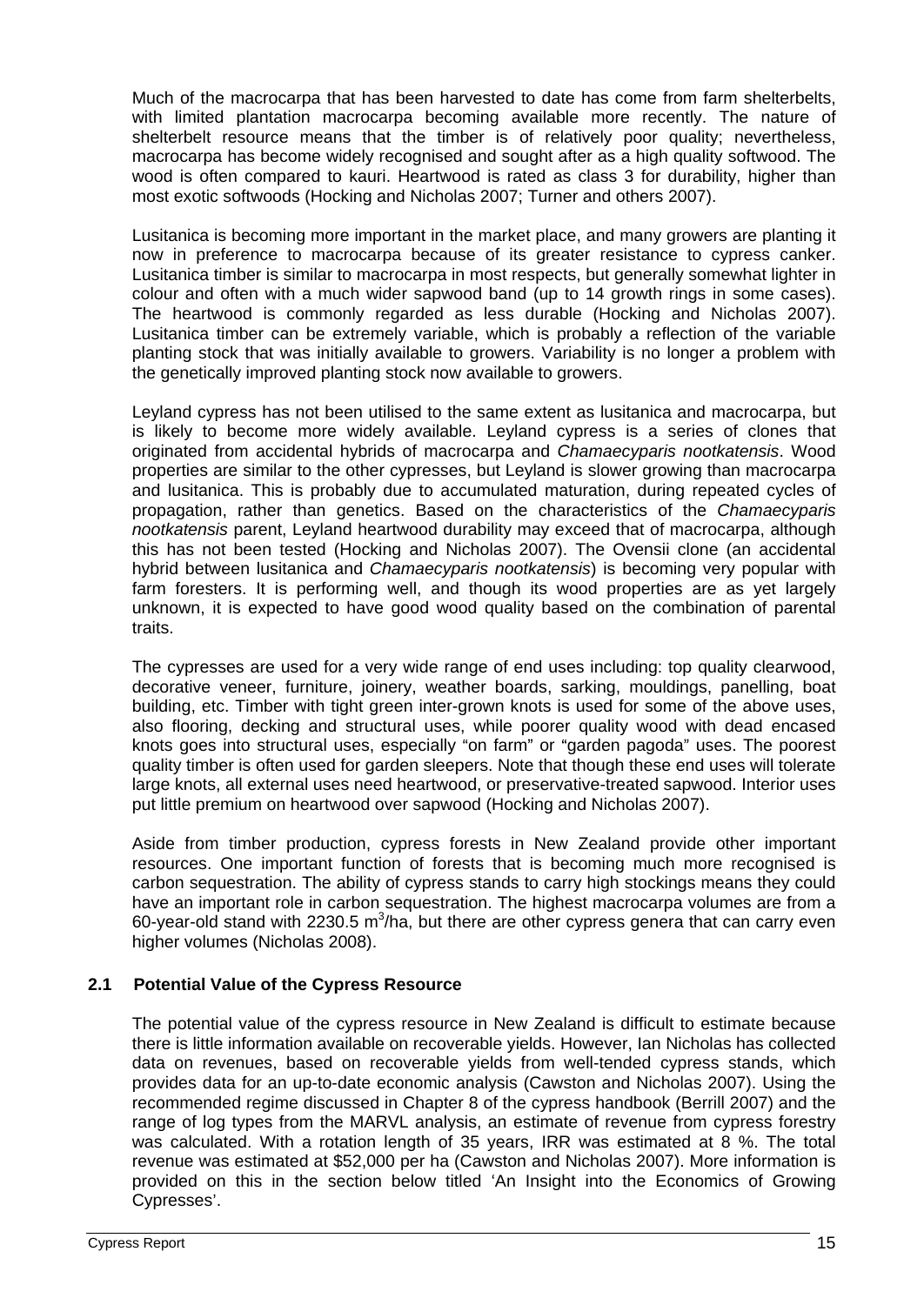Much of the macrocarpa that has been harvested to date has come from farm shelterbelts, with limited plantation macrocarpa becoming available more recently. The nature of shelterbelt resource means that the timber is of relatively poor quality; nevertheless, macrocarpa has become widely recognised and sought after as a high quality softwood. The wood is often compared to kauri. Heartwood is rated as class 3 for durability, higher than most exotic softwoods (Hocking and Nicholas 2007; Turner and others 2007).

Lusitanica is becoming more important in the market place, and many growers are planting it now in preference to macrocarpa because of its greater resistance to cypress canker. Lusitanica timber is similar to macrocarpa in most respects, but generally somewhat lighter in colour and often with a much wider sapwood band (up to 14 growth rings in some cases). The heartwood is commonly regarded as less durable (Hocking and Nicholas 2007). Lusitanica timber can be extremely variable, which is probably a reflection of the variable planting stock that was initially available to growers. Variability is no longer a problem with the genetically improved planting stock now available to growers.

Leyland cypress has not been utilised to the same extent as lusitanica and macrocarpa, but is likely to become more widely available. Leyland cypress is a series of clones that originated from accidental hybrids of macrocarpa and *Chamaecyparis nootkatensis*. Wood properties are similar to the other cypresses, but Leyland is slower growing than macrocarpa and lusitanica. This is probably due to accumulated maturation, during repeated cycles of propagation, rather than genetics. Based on the characteristics of the *Chamaecyparis nootkatensis* parent, Leyland heartwood durability may exceed that of macrocarpa, although this has not been tested (Hocking and Nicholas 2007). The Ovensii clone (an accidental hybrid between lusitanica and *Chamaecyparis nootkatensis*) is becoming very popular with farm foresters. It is performing well, and though its wood properties are as yet largely unknown, it is expected to have good wood quality based on the combination of parental traits.

The cypresses are used for a very wide range of end uses including: top quality clearwood, decorative veneer, furniture, joinery, weather boards, sarking, mouldings, panelling, boat building, etc. Timber with tight green inter-grown knots is used for some of the above uses, also flooring, decking and structural uses, while poorer quality wood with dead encased knots goes into structural uses, especially "on farm" or "garden pagoda" uses. The poorest quality timber is often used for garden sleepers. Note that though these end uses will tolerate large knots, all external uses need heartwood, or preservative-treated sapwood. Interior uses put little premium on heartwood over sapwood (Hocking and Nicholas 2007).

Aside from timber production, cypress forests in New Zealand provide other important resources. One important function of forests that is becoming much more recognised is carbon sequestration. The ability of cypress stands to carry high stockings means they could have an important role in carbon sequestration. The highest macrocarpa volumes are from a 60-year-old stand with 2230.5 $m^3$/ha, but there are other cypress genera that can carry even higher volumes (Nicholas 2008).

### 2.1 Potential Value of the Cypress Resource

The potential value of the cypress resource in New Zealand is difficult to estimate because there is little information available on recoverable yields. However, Ian Nicholas has collected data on revenues, based on recoverable yields from well-tended cypress stands, which provides data for an up-to-date economic analysis (Cawston and Nicholas 2007). Using the recommended regime discussed in Chapter 8 of the cypress handbook (Berrill 2007) and the range of log types from the MARVL analysis, an estimate of revenue from cypress forestry was calculated. With a rotation length of 35 years, IRR was estimated at 8 %. The total revenue was estimated at $52,000 per ha (Cawston and Nicholas 2007). More information is provided on this in the section below titled 'An Insight into the Economics of Growing Cypresses'.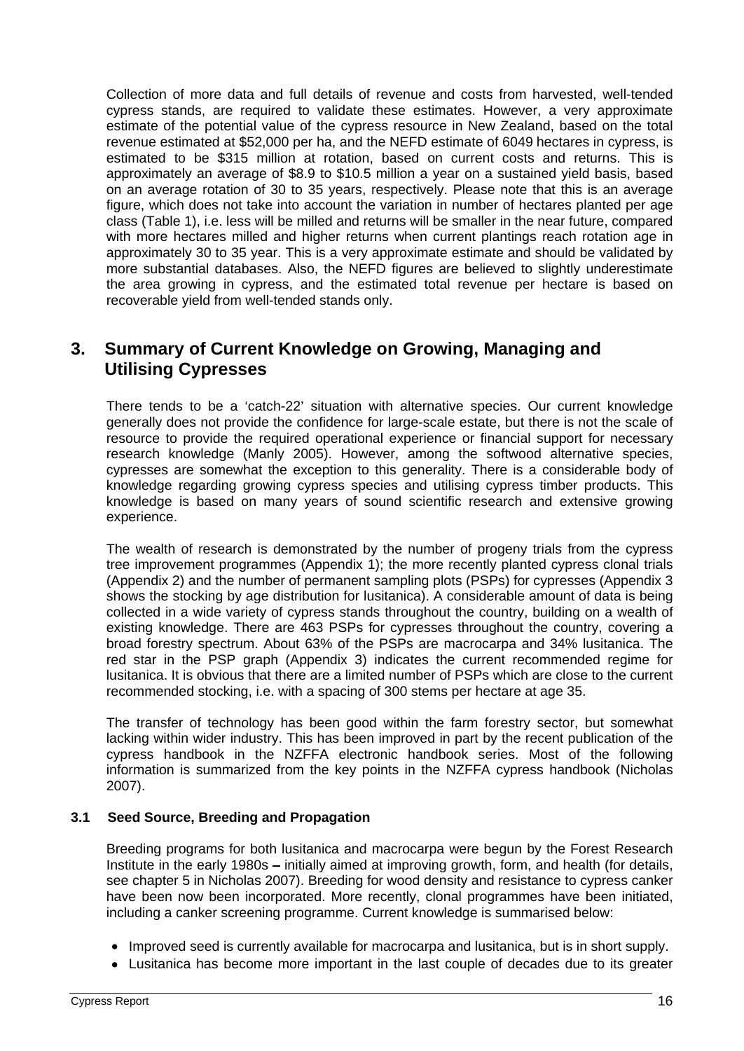Collection of more data and full details of revenue and costs from harvested, well-tended cypress stands, are required to validate these estimates. However, a very approximate estimate of the potential value of the cypress resource in New Zealand, based on the total revenue estimated at $52,000 per ha, and the NEFD estimate of 6049 hectares in cypress, is estimated to be $315 million at rotation, based on current costs and returns. This is approximately an average of $8.9 to $10.5 million a year on a sustained yield basis, based on an average rotation of 30 to 35 years, respectively. Please note that this is an average figure, which does not take into account the variation in number of hectares planted per age class (Table 1), i.e. less will be milled and returns will be smaller in the near future, compared with more hectares milled and higher returns when current plantings reach rotation age in approximately 30 to 35 year. This is a very approximate estimate and should be validated by more substantial databases. Also, the NEFD figures are believed to slightly underestimate the area growing in cypress, and the estimated total revenue per hectare is based on recoverable yield from well-tended stands only.

## 3. Summary of Current Knowledge on Growing, Managing and Utilising Cypresses

There tends to be a 'catch-22' situation with alternative species. Our current knowledge generally does not provide the confidence for large-scale estate, but there is not the scale of resource to provide the required operational experience or financial support for necessary research knowledge (Manly 2005). However, among the softwood alternative species, cypresses are somewhat the exception to this generality. There is a considerable body of knowledge regarding growing cypress species and utilising cypress timber products. This knowledge is based on many years of sound scientific research and extensive growing experience.

The wealth of research is demonstrated by the number of progeny trials from the cypress tree improvement programmes (Appendix 1); the more recently planted cypress clonal trials (Appendix 2) and the number of permanent sampling plots (PSPs) for cypresses (Appendix 3 shows the stocking by age distribution for lusitanica). A considerable amount of data is being collected in a wide variety of cypress stands throughout the country, building on a wealth of existing knowledge. There are 463 PSPs for cypresses throughout the country, covering a broad forestry spectrum. About 63% of the PSPs are macrocarpa and 34% lusitanica. The red star in the PSP graph (Appendix 3) indicates the current recommended regime for lusitanica. It is obvious that there are a limited number of PSPs which are close to the current recommended stocking, i.e. with a spacing of 300 stems per hectare at age 35.

The transfer of technology has been good within the farm forestry sector, but somewhat lacking within wider industry. This has been improved in part by the recent publication of the cypress handbook in the NZFFA electronic handbook series. Most of the following information is summarized from the key points in the NZFFA cypress handbook (Nicholas 2007).

### 3.1 Seed Source, Breeding and Propagation

Breeding programs for both lusitanica and macrocarpa were begun by the Forest Research Institute in the early 1980s – initially aimed at improving growth, form, and health (for details, see chapter 5 in Nicholas 2007). Breeding for wood density and resistance to cypress canker have been now been incorporated. More recently, clonal programmes have been initiated, including a canker screening programme. Current knowledge is summarised below:

- Improved seed is currently available for macrocarpa and lusitanica, but is in short supply.
- Lusitanica has become more important in the last couple of decades due to its greater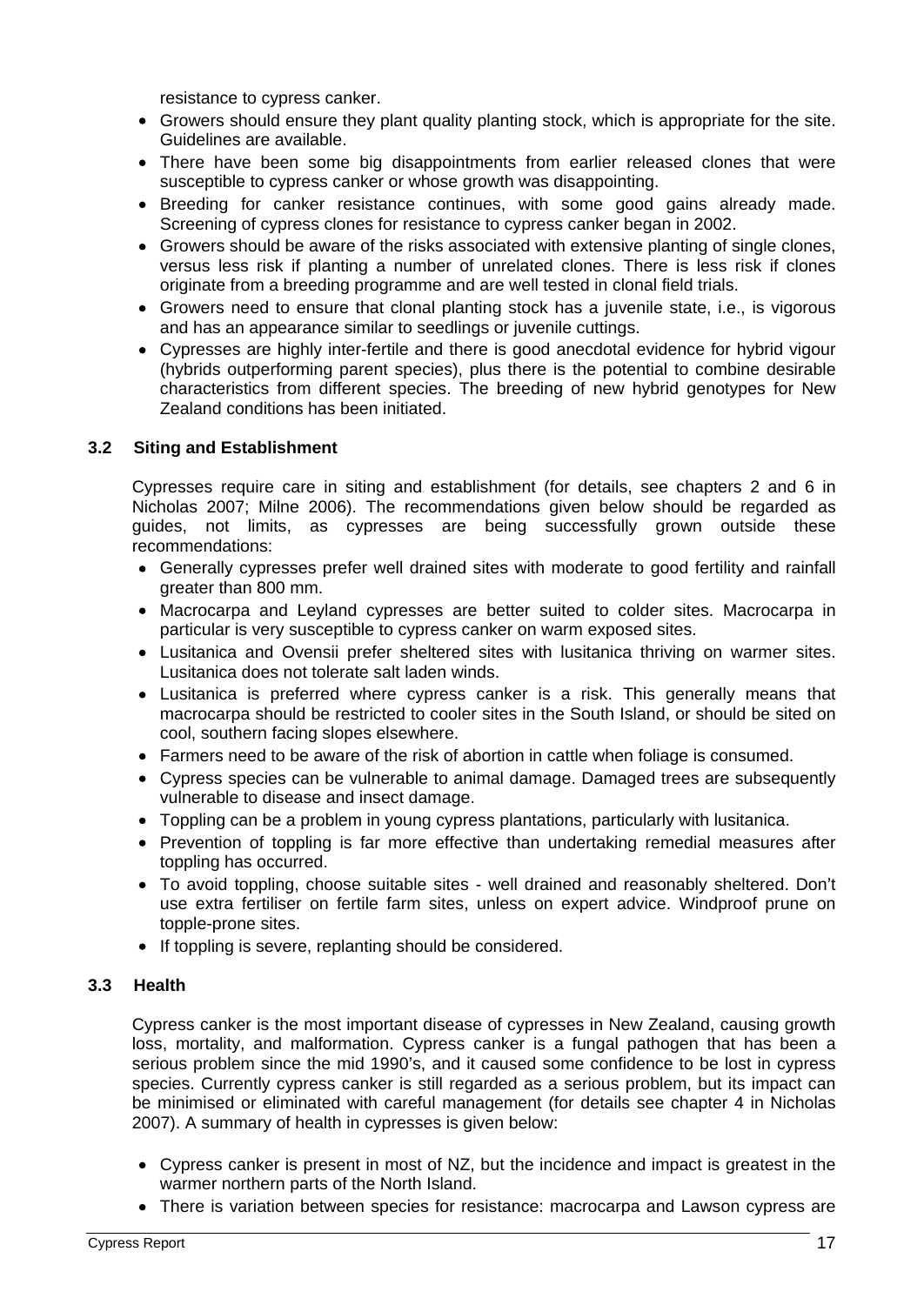resistance to cypress canker.

- Growers should ensure they plant quality planting stock, which is appropriate for the site. Guidelines are available.
- There have been some big disappointments from earlier released clones that were susceptible to cypress canker or whose growth was disappointing.
- Breeding for canker resistance continues, with some good gains already made. Screening of cypress clones for resistance to cypress canker began in 2002.
- Growers should be aware of the risks associated with extensive planting of single clones, versus less risk if planting a number of unrelated clones. There is less risk if clones originate from a breeding programme and are well tested in clonal field trials.
- Growers need to ensure that clonal planting stock has a juvenile state, i.e., is vigorous and has an appearance similar to seedlings or juvenile cuttings.
- Cypresses are highly inter-fertile and there is good anecdotal evidence for hybrid vigour (hybrids outperforming parent species), plus there is the potential to combine desirable characteristics from different species. The breeding of new hybrid genotypes for New Zealand conditions has been initiated.

### 3.2 Siting and Establishment

Cypresses require care in siting and establishment (for details, see chapters 2 and 6 in Nicholas 2007; Milne 2006). The recommendations given below should be regarded as guides, not limits, as cypresses are being successfully grown outside these recommendations:

- Generally cypresses prefer well drained sites with moderate to good fertility and rainfall greater than 800 mm.
- Macrocarpa and Leyland cypresses are better suited to colder sites. Macrocarpa in particular is very susceptible to cypress canker on warm exposed sites.
- Lusitanica and Ovensii prefer sheltered sites with lusitanica thriving on warmer sites. Lusitanica does not tolerate salt laden winds.
- Lusitanica is preferred where cypress canker is a risk. This generally means that macrocarpa should be restricted to cooler sites in the South Island, or should be sited on cool, southern facing slopes elsewhere.
- Farmers need to be aware of the risk of abortion in cattle when foliage is consumed.
- Cypress species can be vulnerable to animal damage. Damaged trees are subsequently vulnerable to disease and insect damage.
- Toppling can be a problem in young cypress plantations, particularly with lusitanica.
- Prevention of toppling is far more effective than undertaking remedial measures after toppling has occurred.
- To avoid toppling, choose suitable sites - well drained and reasonably sheltered. Don't use extra fertiliser on fertile farm sites, unless on expert advice. Windproof prune on topple-prone sites.
- If toppling is severe, replanting should be considered.

### 3.3 Health

Cypress canker is the most important disease of cypresses in New Zealand, causing growth loss, mortality, and malformation. Cypress canker is a fungal pathogen that has been a serious problem since the mid 1990's, and it caused some confidence to be lost in cypress species. Currently cypress canker is still regarded as a serious problem, but its impact can be minimised or eliminated with careful management (for details see chapter 4 in Nicholas 2007). A summary of health in cypresses is given below:

- Cypress canker is present in most of NZ, but the incidence and impact is greatest in the warmer northern parts of the North Island.
- There is variation between species for resistance: macrocarpa and Lawson cypress are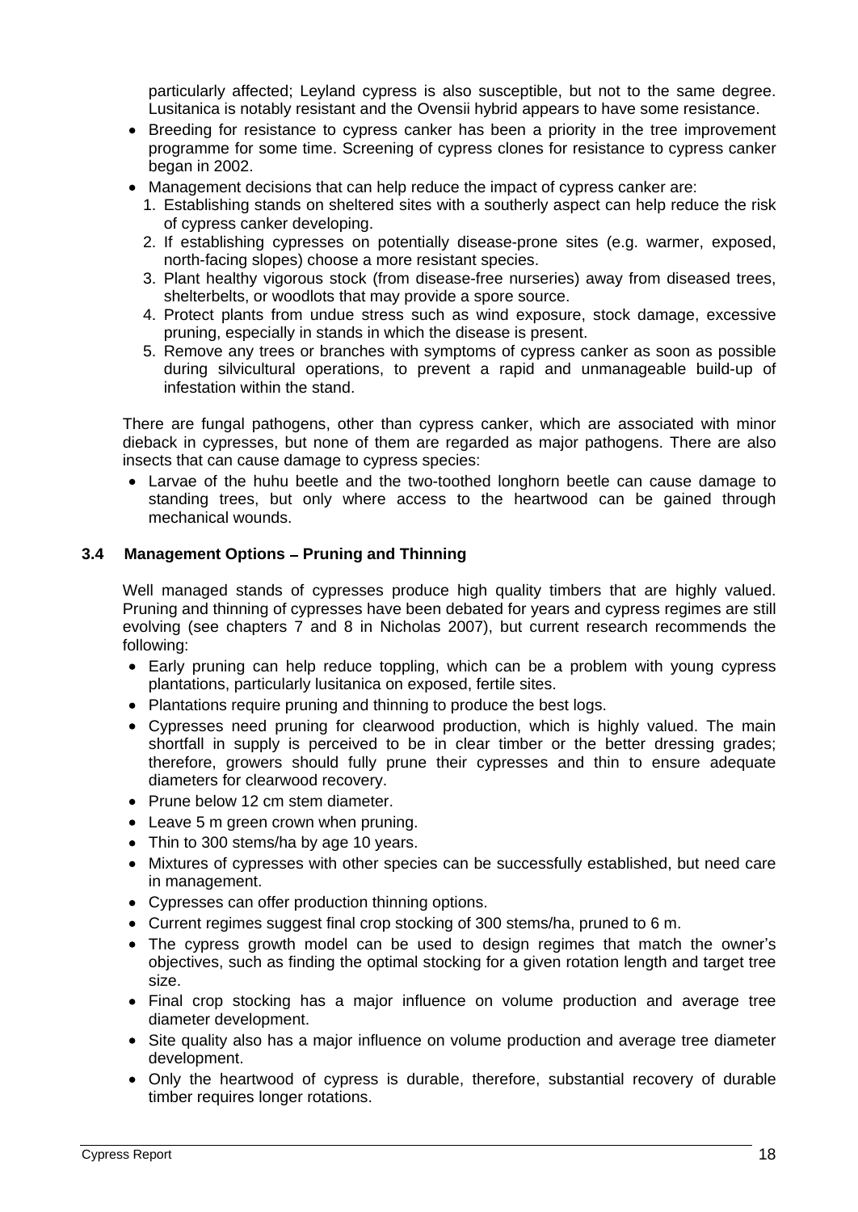particularly affected; Leyland cypress is also susceptible, but not to the same degree. Lusitanica is notably resistant and the Ovensii hybrid appears to have some resistance.

- Breeding for resistance to cypress canker has been a priority in the tree improvement programme for some time. Screening of cypress clones for resistance to cypress canker began in 2002.
- Management decisions that can help reduce the impact of cypress canker are:
  1. Establishing stands on sheltered sites with a southerly aspect can help reduce the risk of cypress canker developing.
  2. If establishing cypresses on potentially disease-prone sites (e.g. warmer, exposed, north-facing slopes) choose a more resistant species.
  3. Plant healthy vigorous stock (from disease-free nurseries) away from diseased trees, shelterbelts, or woodlots that may provide a spore source.
  4. Protect plants from undue stress such as wind exposure, stock damage, excessive pruning, especially in stands in which the disease is present.
  5. Remove any trees or branches with symptoms of cypress canker as soon as possible during silvicultural operations, to prevent a rapid and unmanageable build-up of infestation within the stand.

There are fungal pathogens, other than cypress canker, which are associated with minor dieback in cypresses, but none of them are regarded as major pathogens. There are also insects that can cause damage to cypress species:

- Larvae of the huhu beetle and the two-toothed longhorn beetle can cause damage to standing trees, but only where access to the heartwood can be gained through mechanical wounds.

### 3.4 Management Options – Pruning and Thinning

Well managed stands of cypresses produce high quality timbers that are highly valued. Pruning and thinning of cypresses have been debated for years and cypress regimes are still evolving (see chapters 7 and 8 in Nicholas 2007), but current research recommends the following:

- Early pruning can help reduce toppling, which can be a problem with young cypress plantations, particularly lusitanica on exposed, fertile sites.
- Plantations require pruning and thinning to produce the best logs.
- Cypresses need pruning for clearwood production, which is highly valued. The main shortfall in supply is perceived to be in clear timber or the better dressing grades; therefore, growers should fully prune their cypresses and thin to ensure adequate diameters for clearwood recovery.
- Prune below 12 cm stem diameter.
- Leave 5 m green crown when pruning.
- Thin to 300 stems/ha by age 10 years.
- Mixtures of cypresses with other species can be successfully established, but need care in management.
- Cypresses can offer production thinning options.
- Current regimes suggest final crop stocking of 300 stems/ha, pruned to 6 m.
- The cypress growth model can be used to design regimes that match the owner's objectives, such as finding the optimal stocking for a given rotation length and target tree size.
- Final crop stocking has a major influence on volume production and average tree diameter development.
- Site quality also has a major influence on volume production and average tree diameter development.
- Only the heartwood of cypress is durable, therefore, substantial recovery of durable timber requires longer rotations.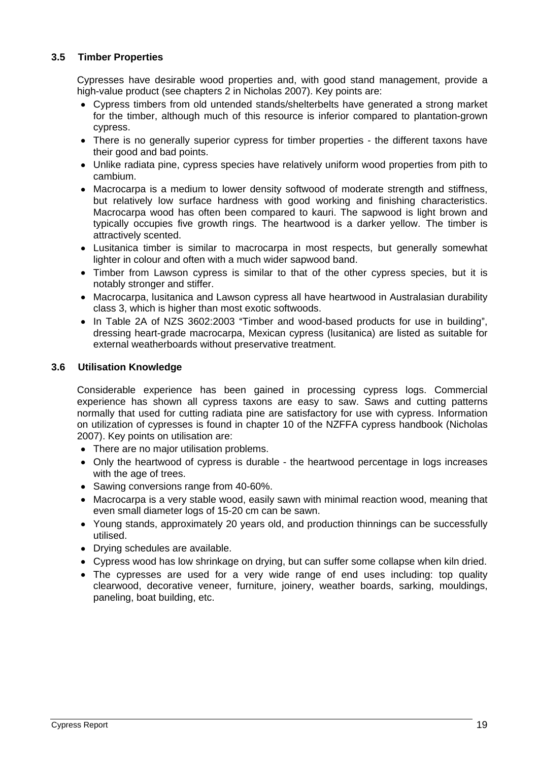### 3.5 Timber Properties

Cypresses have desirable wood properties and, with good stand management, provide a high-value product (see chapters 2 in Nicholas 2007). Key points are:

- Cypress timbers from old untended stands/shelterbelts have generated a strong market for the timber, although much of this resource is inferior compared to plantation-grown cypress.
- There is no generally superior cypress for timber properties - the different taxons have their good and bad points.
- Unlike radiata pine, cypress species have relatively uniform wood properties from pith to cambium.
- Macrocarpa is a medium to lower density softwood of moderate strength and stiffness, but relatively low surface hardness with good working and finishing characteristics. Macrocarpa wood has often been compared to kauri. The sapwood is light brown and typically occupies five growth rings. The heartwood is a darker yellow. The timber is attractively scented.
- Lusitanica timber is similar to macrocarpa in most respects, but generally somewhat lighter in colour and often with a much wider sapwood band.
- Timber from Lawson cypress is similar to that of the other cypress species, but it is notably stronger and stiffer.
- Macrocarpa, lusitanica and Lawson cypress all have heartwood in Australasian durability class 3, which is higher than most exotic softwoods.
- In Table 2A of NZS 3602:2003 "Timber and wood-based products for use in building", dressing heart-grade macrocarpa, Mexican cypress (lusitanica) are listed as suitable for external weatherboards without preservative treatment.

### 3.6 Utilisation Knowledge

Considerable experience has been gained in processing cypress logs. Commercial experience has shown all cypress taxons are easy to saw. Saws and cutting patterns normally that used for cutting radiata pine are satisfactory for use with cypress. Information on utilization of cypresses is found in chapter 10 of the NZFFA cypress handbook (Nicholas 2007). Key points on utilisation are:

- There are no major utilisation problems.
- Only the heartwood of cypress is durable - the heartwood percentage in logs increases with the age of trees.
- Sawing conversions range from 40-60%.
- Macrocarpa is a very stable wood, easily sawn with minimal reaction wood, meaning that even small diameter logs of 15-20 cm can be sawn.
- Young stands, approximately 20 years old, and production thinnings can be successfully utilised.
- Drying schedules are available.
- Cypress wood has low shrinkage on drying, but can suffer some collapse when kiln dried.
- The cypresses are used for a very wide range of end uses including: top quality clearwood, decorative veneer, furniture, joinery, weather boards, sarking, mouldings, paneling, boat building, etc.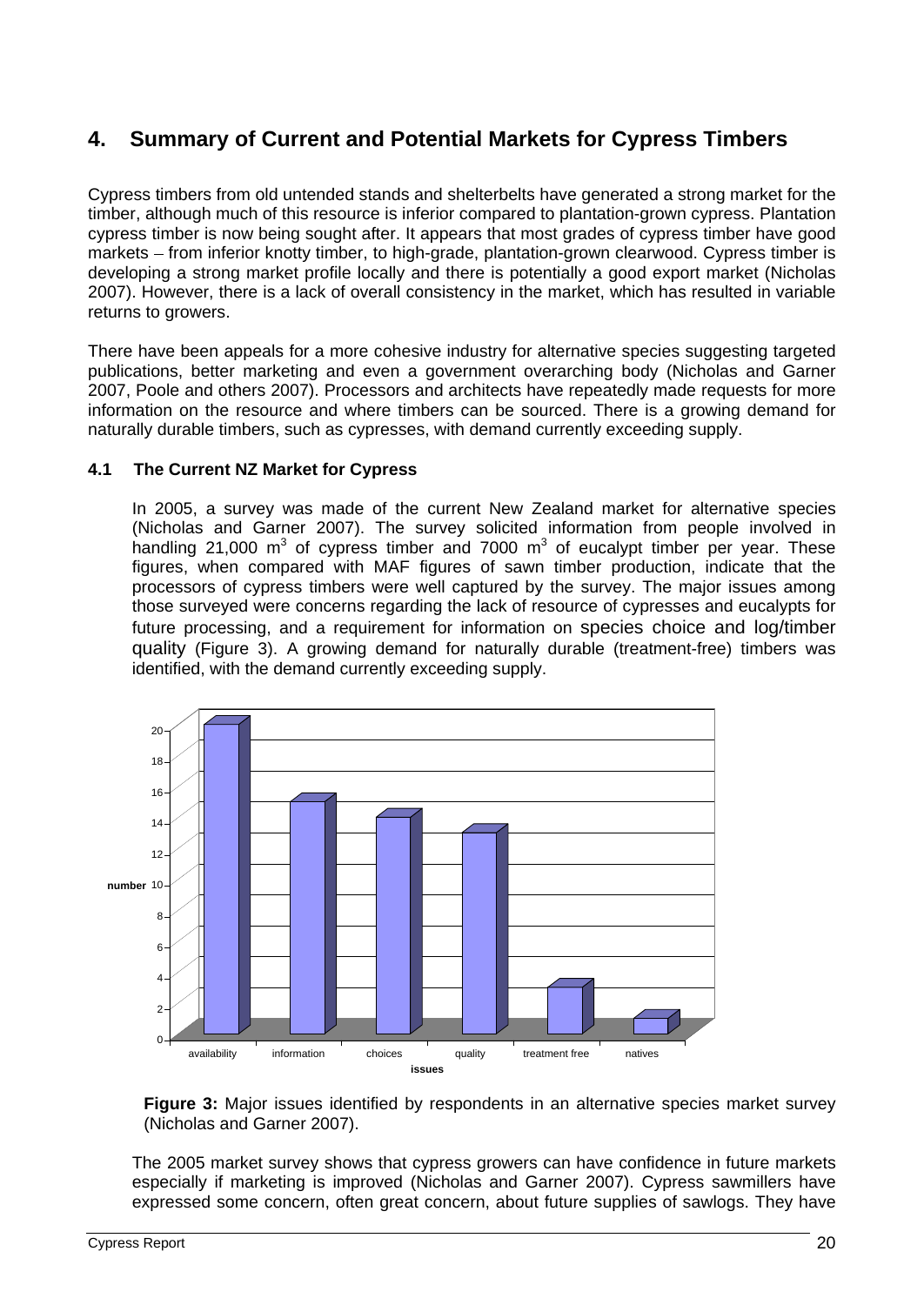## 4. Summary of Current and Potential Markets for Cypress Timbers

Cypress timbers from old untended stands and shelterbelts have generated a strong market for the timber, although much of this resource is inferior compared to plantation-grown cypress. Plantation cypress timber is now being sought after. It appears that most grades of cypress timber have good markets – from inferior knotty timber, to high-grade, plantation-grown clearwood. Cypress timber is developing a strong market profile locally and there is potentially a good export market (Nicholas 2007). However, there is a lack of overall consistency in the market, which has resulted in variable returns to growers.

There have been appeals for a more cohesive industry for alternative species suggesting targeted publications, better marketing and even a government overarching body (Nicholas and Garner 2007, Poole and others 2007). Processors and architects have repeatedly made requests for more information on the resource and where timbers can be sourced. There is a growing demand for naturally durable timbers, such as cypresses, with demand currently exceeding supply.

### 4.1 The Current NZ Market for Cypress

In 2005, a survey was made of the current New Zealand market for alternative species (Nicholas and Garner 2007). The survey solicited information from people involved in handling 21,000 $m^3$ of cypress timber and 7000 $m^3$ of eucalypt timber per year. These figures, when compared with MAF figures of sawn timber production, indicate that the processors of cypress timbers were well captured by the survey. The major issues among those surveyed were concerns regarding the lack of resource of cypresses and eucalypts for future processing, and a requirement for information on species choice and log/timber quality (Figure 3). A growing demand for naturally durable (treatment-free) timbers was identified, with the demand currently exceeding supply.

**Figure 3:** Major issues identified by respondents in an alternative species market survey (Nicholas and Garner 2007).

The 2005 market survey shows that cypress growers can have confidence in future markets especially if marketing is improved (Nicholas and Garner 2007). Cypress sawmillers have expressed some concern, often great concern, about future supplies of sawlogs. They have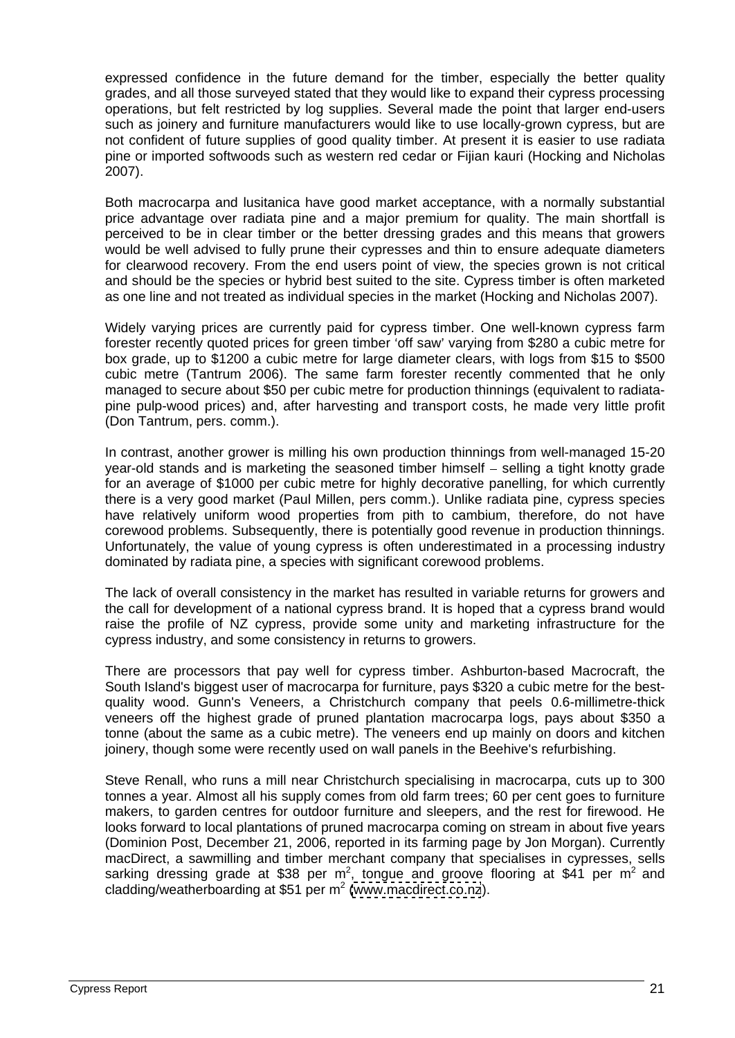expressed confidence in the future demand for the timber, especially the better quality grades, and all those surveyed stated that they would like to expand their cypress processing operations, but felt restricted by log supplies. Several made the point that larger end-users such as joinery and furniture manufacturers would like to use locally-grown cypress, but are not confident of future supplies of good quality timber. At present it is easier to use radiata pine or imported softwoods such as western red cedar or Fijian kauri (Hocking and Nicholas 2007).

Both macrocarpa and lusitanica have good market acceptance, with a normally substantial price advantage over radiata pine and a major premium for quality. The main shortfall is perceived to be in clear timber or the better dressing grades and this means that growers would be well advised to fully prune their cypresses and thin to ensure adequate diameters for clearwood recovery. From the end users point of view, the species grown is not critical and should be the species or hybrid best suited to the site. Cypress timber is often marketed as one line and not treated as individual species in the market (Hocking and Nicholas 2007).

Widely varying prices are currently paid for cypress timber. One well-known cypress farm forester recently quoted prices for green timber 'off saw' varying from $280 a cubic metre for box grade, up to $1200 a cubic metre for large diameter clears, with logs from $15 to $500 cubic metre (Tantrum 2006). The same farm forester recently commented that he only managed to secure about $50 per cubic metre for production thinnings (equivalent to radiata-pine pulp-wood prices) and, after harvesting and transport costs, he made very little profit (Don Tantrum, pers. comm.).

In contrast, another grower is milling his own production thinnings from well-managed 15-20 year-old stands and is marketing the seasoned timber himself – selling a tight knotty grade for an average of $1000 per cubic metre for highly decorative panelling, for which currently there is a very good market (Paul Millen, pers comm.). Unlike radiata pine, cypress species have relatively uniform wood properties from pith to cambium, therefore, do not have corewood problems. Subsequently, there is potentially good revenue in production thinnings. Unfortunately, the value of young cypress is often underestimated in a processing industry dominated by radiata pine, a species with significant corewood problems.

The lack of overall consistency in the market has resulted in variable returns for growers and the call for development of a national cypress brand. It is hoped that a cypress brand would raise the profile of NZ cypress, provide some unity and marketing infrastructure for the cypress industry, and some consistency in returns to growers.

There are processors that pay well for cypress timber. Ashburton-based Macrocraft, the South Island's biggest user of macrocarpa for furniture, pays $320 a cubic metre for the best-quality wood. Gunn's Veneers, a Christchurch company that peels 0.6-millimetre-thick veneers off the highest grade of pruned plantation macrocarpa logs, pays about $350 a tonne (about the same as a cubic metre). The veneers end up mainly on doors and kitchen joinery, though some were recently used on wall panels in the Beehive's refurbishing.

Steve Renall, who runs a mill near Christchurch specialising in macrocarpa, cuts up to 300 tonnes a year. Almost all his supply comes from old farm trees; 60 per cent goes to furniture makers, to garden centres for outdoor furniture and sleepers, and the rest for firewood. He looks forward to local plantations of pruned macrocarpa coming on stream in about five years (Dominion Post, December 21, 2006, reported in its farming page by Jon Morgan). Currently macDirect, a sawmilling and timber merchant company that specialises in cypresses, sells sarking dressing grade at $38 per m$^2$, tongue and groove flooring at $41 per m$^2$ and cladding/weatherboarding at $51 per m$^2$ (www.macdirect.co.nz).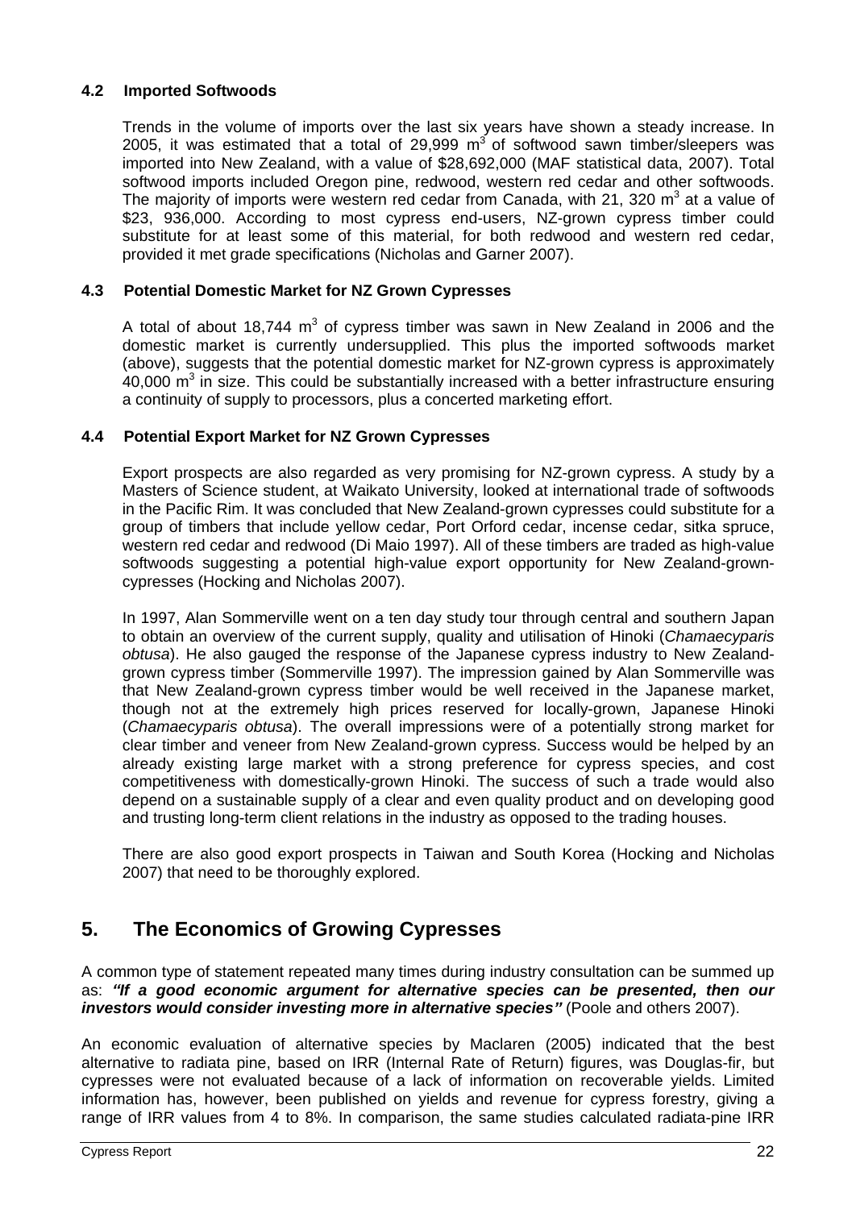### 4.2 Imported Softwoods

Trends in the volume of imports over the last six years have shown a steady increase. In 2005, it was estimated that a total of 29,999 $m^3$ of softwood sawn timber/sleepers was imported into New Zealand, with a value of $28,692,000 (MAF statistical data, 2007). Total softwood imports included Oregon pine, redwood, western red cedar and other softwoods. The majority of imports were western red cedar from Canada, with 21, 320 $m^3$ at a value of $23, 936,000. According to most cypress end-users, NZ-grown cypress timber could substitute for at least some of this material, for both redwood and western red cedar, provided it met grade specifications (Nicholas and Garner 2007).

### 4.3 Potential Domestic Market for NZ Grown Cypresses

A total of about 18,744 $m^3$ of cypress timber was sawn in New Zealand in 2006 and the domestic market is currently undersupplied. This plus the imported softwoods market (above), suggests that the potential domestic market for NZ-grown cypress is approximately 40,000 $m^3$ in size. This could be substantially increased with a better infrastructure ensuring a continuity of supply to processors, plus a concerted marketing effort.

### 4.4 Potential Export Market for NZ Grown Cypresses

Export prospects are also regarded as very promising for NZ-grown cypress. A study by a Masters of Science student, at Waikato University, looked at international trade of softwoods in the Pacific Rim. It was concluded that New Zealand-grown cypresses could substitute for a group of timbers that include yellow cedar, Port Orford cedar, incense cedar, sitka spruce, western red cedar and redwood (Di Maio 1997). All of these timbers are traded as high-value softwoods suggesting a potential high-value export opportunity for New Zealand-grown-cypresses (Hocking and Nicholas 2007).

In 1997, Alan Sommerville went on a ten day study tour through central and southern Japan to obtain an overview of the current supply, quality and utilisation of Hinoki (*Chamaecyparis obtusa*). He also gauged the response of the Japanese cypress industry to New Zealand-grown cypress timber (Sommerville 1997). The impression gained by Alan Sommerville was that New Zealand-grown cypress timber would be well received in the Japanese market, though not at the extremely high prices reserved for locally-grown, Japanese Hinoki (*Chamaecyparis obtusa*). The overall impressions were of a potentially strong market for clear timber and veneer from New Zealand-grown cypress. Success would be helped by an already existing large market with a strong preference for cypress species, and cost competitiveness with domestically-grown Hinoki. The success of such a trade would also depend on a sustainable supply of a clear and even quality product and on developing good and trusting long-term client relations in the industry as opposed to the trading houses.

There are also good export prospects in Taiwan and South Korea (Hocking and Nicholas 2007) that need to be thoroughly explored.

## 5. The Economics of Growing Cypresses

A common type of statement repeated many times during industry consultation can be summed up as: ***"If a good economic argument for alternative species can be presented, then our investors would consider investing more in alternative species"*** (Poole and others 2007).

An economic evaluation of alternative species by Maclaren (2005) indicated that the best alternative to radiata pine, based on IRR (Internal Rate of Return) figures, was Douglas-fir, but cypresses were not evaluated because of a lack of information on recoverable yields. Limited information has, however, been published on yields and revenue for cypress forestry, giving a range of IRR values from 4 to 8%. In comparison, the same studies calculated radiata-pine IRR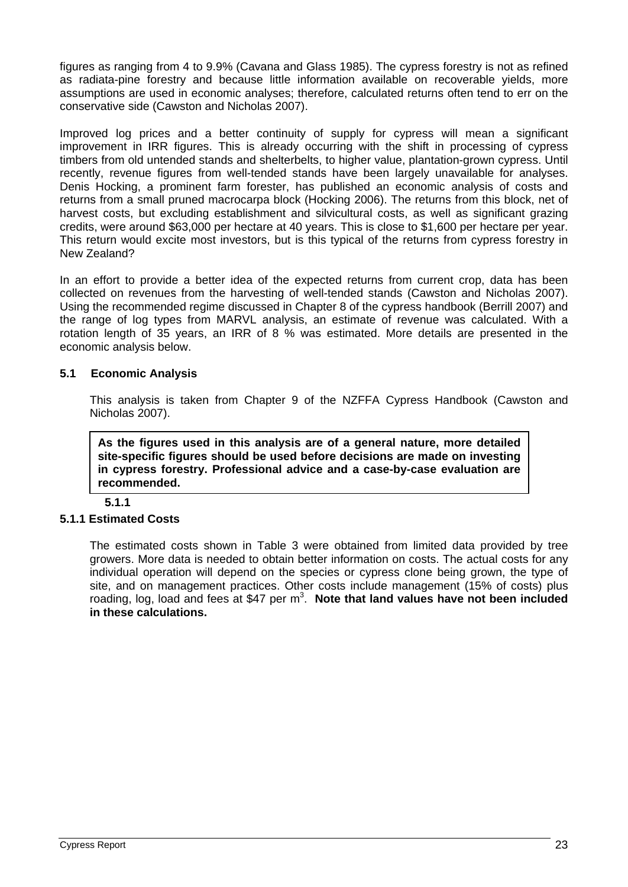figures as ranging from 4 to 9.9% (Cavana and Glass 1985). The cypress forestry is not as refined as radiata-pine forestry and because little information available on recoverable yields, more assumptions are used in economic analyses; therefore, calculated returns often tend to err on the conservative side (Cawston and Nicholas 2007).

Improved log prices and a better continuity of supply for cypress will mean a significant improvement in IRR figures. This is already occurring with the shift in processing of cypress timbers from old untended stands and shelterbelts, to higher value, plantation-grown cypress. Until recently, revenue figures from well-tended stands have been largely unavailable for analyses. Denis Hocking, a prominent farm forester, has published an economic analysis of costs and returns from a small pruned macrocarpa block (Hocking 2006). The returns from this block, net of harvest costs, but excluding establishment and silvicultural costs, as well as significant grazing credits, were around $63,000 per hectare at 40 years. This is close to $1,600 per hectare per year. This return would excite most investors, but is this typical of the returns from cypress forestry in New Zealand?

In an effort to provide a better idea of the expected returns from current crop, data has been collected on revenues from the harvesting of well-tended stands (Cawston and Nicholas 2007). Using the recommended regime discussed in Chapter 8 of the cypress handbook (Berrill 2007) and the range of log types from MARVL analysis, an estimate of revenue was calculated. With a rotation length of 35 years, an IRR of 8 % was estimated. More details are presented in the economic analysis below.

## 5.1 Economic Analysis

This analysis is taken from Chapter 9 of the NZFFA Cypress Handbook (Cawston and Nicholas 2007).

**As the figures used in this analysis are of a general nature, more detailed site-specific figures should be used before decisions are made on investing in cypress forestry. Professional advice and a case-by-case evaluation are recommended.**

**5.1.1**

### 5.1.1 Estimated Costs

The estimated costs shown in Table 3 were obtained from limited data provided by tree growers. More data is needed to obtain better information on costs. The actual costs for any individual operation will depend on the species or cypress clone being grown, the type of site, and on management practices. Other costs include management (15% of costs) plus roading, log, load and fees at $47 per $m^3$. **Note that land values have not been included in these calculations.**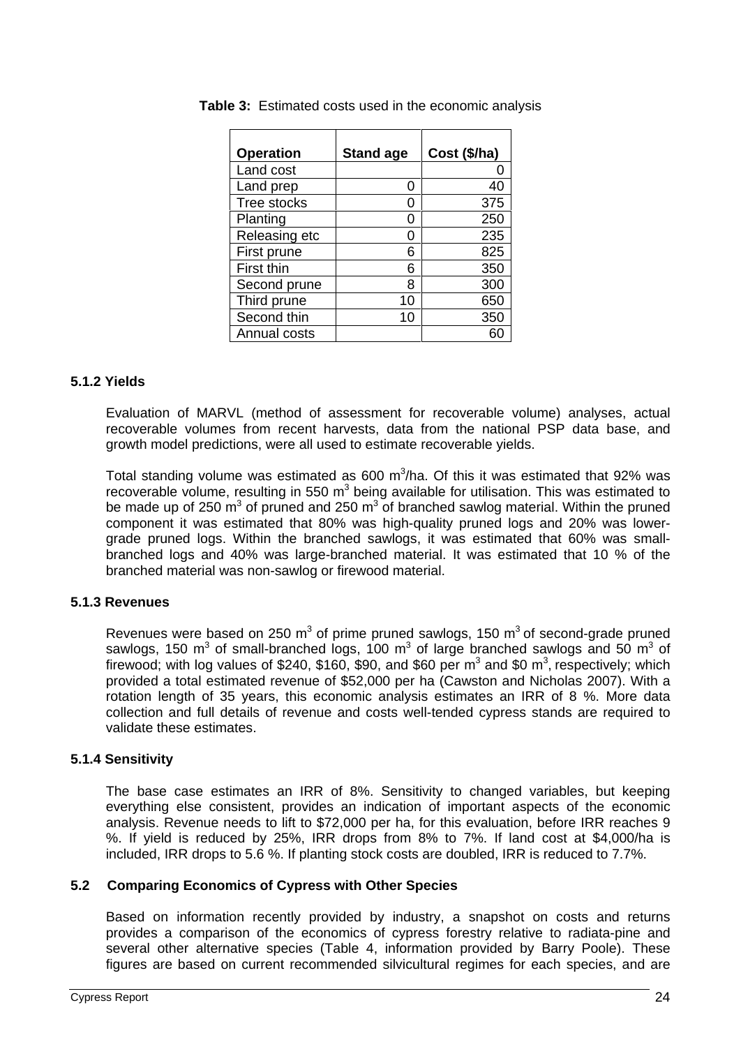**Table 3:** Estimated costs used in the economic analysis

| Operation | Stand age | Cost ($/ha) |
|---|---|---|
| Land cost | | 0 |
| Land prep | 0 | 40 |
| Tree stocks | 0 | 375 |
| Planting | 0 | 250 |
| Releasing etc | 0 | 235 |
| First prune | 6 | 825 |
| First thin | 6 | 350 |
| Second prune | 8 | 300 |
| Third prune | 10 | 650 |
| Second thin | 10 | 350 |
| Annual costs | | 60 |

### 5.1.2 Yields

Evaluation of MARVL (method of assessment for recoverable volume) analyses, actual recoverable volumes from recent harvests, data from the national PSP data base, and growth model predictions, were all used to estimate recoverable yields.

Total standing volume was estimated as 600 $m^3$/ha. Of this it was estimated that 92% was recoverable volume, resulting in 550 $m^3$ being available for utilisation. This was estimated to be made up of 250 $m^3$ of pruned and 250 $m^3$ of branched sawlog material. Within the pruned component it was estimated that 80% was high-quality pruned logs and 20% was lower-grade pruned logs. Within the branched sawlogs, it was estimated that 60% was small-branched logs and 40% was large-branched material. It was estimated that 10 % of the branched material was non-sawlog or firewood material.

### 5.1.3 Revenues

Revenues were based on 250 $m^3$ of prime pruned sawlogs, 150 $m^3$ of second-grade pruned sawlogs, 150 $m^3$ of small-branched logs, 100 $m^3$ of large branched sawlogs and 50 $m^3$ of firewood; with log values of $240, $160, $90, and $60 per $m^3$ and $0 $m^3$, respectively; which provided a total estimated revenue of $52,000 per ha (Cawston and Nicholas 2007). With a rotation length of 35 years, this economic analysis estimates an IRR of 8 %. More data collection and full details of revenue and costs well-tended cypress stands are required to validate these estimates.

### 5.1.4 Sensitivity

The base case estimates an IRR of 8%. Sensitivity to changed variables, but keeping everything else consistent, provides an indication of important aspects of the economic analysis. Revenue needs to lift to $72,000 per ha, for this evaluation, before IRR reaches 9 %. If yield is reduced by 25%, IRR drops from 8% to 7%. If land cost at $4,000/ha is included, IRR drops to 5.6 %. If planting stock costs are doubled, IRR is reduced to 7.7%.

## 5.2 Comparing Economics of Cypress with Other Species

Based on information recently provided by industry, a snapshot on costs and returns provides a comparison of the economics of cypress forestry relative to radiata-pine and several other alternative species (Table 4, information provided by Barry Poole). These figures are based on current recommended silvicultural regimes for each species, and are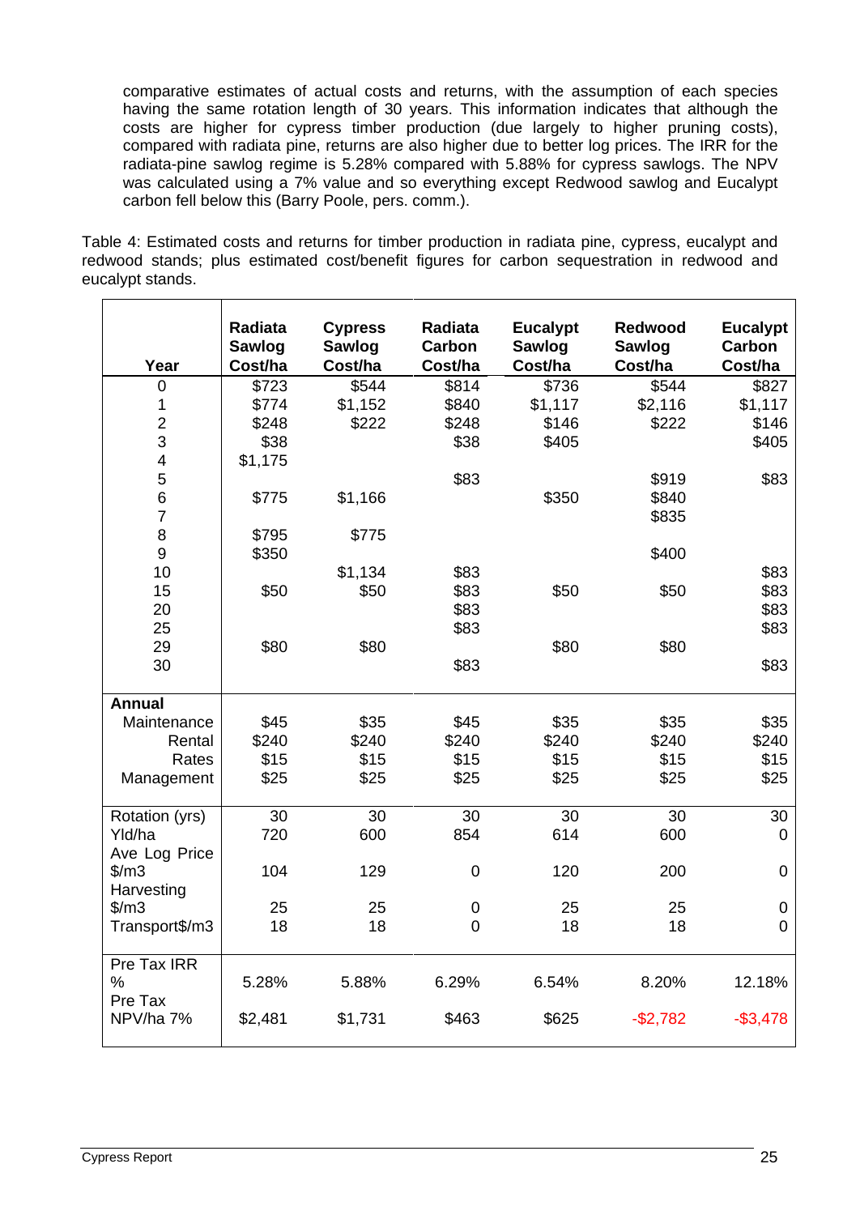comparative estimates of actual costs and returns, with the assumption of each species having the same rotation length of 30 years. This information indicates that although the costs are higher for cypress timber production (due largely to higher pruning costs), compared with radiata pine, returns are also higher due to better log prices. The IRR for the radiata-pine sawlog regime is 5.28% compared with 5.88% for cypress sawlogs. The NPV was calculated using a 7% value and so everything except Redwood sawlog and Eucalypt carbon fell below this (Barry Poole, pers. comm.).

Table 4: Estimated costs and returns for timber production in radiata pine, cypress, eucalypt and redwood stands; plus estimated cost/benefit figures for carbon sequestration in redwood and eucalypt stands.

| Year | Radiata Sawlog Cost/ha | Cypress Sawlog Cost/ha | Radiata Carbon Cost/ha | Eucalypt Sawlog Cost/ha | Redwood Sawlog Cost/ha | Eucalypt Carbon Cost/ha |
|---|---|---|---|---|---|---|
| 0 | $723 | $544 | $814 | $736 | $544 | $827 |
| 1 | $774 | $1,152 | $840 | $1,117 | $2,116 | $1,117 |
| 2 | $248 | $222 | $248 | $146 | $222 | $146 |
| 3 | $38 | | $38 | $405 | | $405 |
| 4 | $1,175 | | | | | |
| 5 | | | $83 | | $919 | $83 |
| 6 | $775 | $1,166 | | $350 | $840 | |
| 7 | | | | | $835 | |
| 8 | $795 | $775 | | | | |
| 9 | $350 | | | | $400 | |
| 10 | | $1,134 | $83 | | | $83 |
| 15 | $50 | $50 | $83 | $50 | $50 | $83 |
| 20 | | | $83 | | | $83 |
| 25 | | | $83 | | | $83 |
| 29 | $80 | $80 | | $80 | $80 | |
| 30 | | | $83 | | | $83 |
| **Annual** | | | | | | |
| Maintenance | $45 | $35 | $45 | $35 | $35 | $35 |
| Rental | $240 | $240 | $240 | $240 | $240 | $240 |
| Rates | $15 | $15 | $15 | $15 | $15 | $15 |
| Management | $25 | $25 | $25 | $25 | $25 | $25 |
| Rotation (yrs) | 30 | 30 | 30 | 30 | 30 | 30 |
| Yld/ha | 720 | 600 | 854 | 614 | 600 | 0 |
| Ave Log Price $/m3 | 104 | 129 | 0 | 120 | 200 | 0 |
| Harvesting $/m3 | 25 | 25 | 0 | 25 | 25 | 0 |
| Transport$/m3 | 18 | 18 | 0 | 18 | 18 | 0 |
| Pre Tax IRR % | 5.28% | 5.88% | 6.29% | 6.54% | 8.20% | 12.18% |
| Pre Tax NPV/ha 7% | $2,481 | $1,731 | $463 | $625 | -$2,782 | -$3,478 |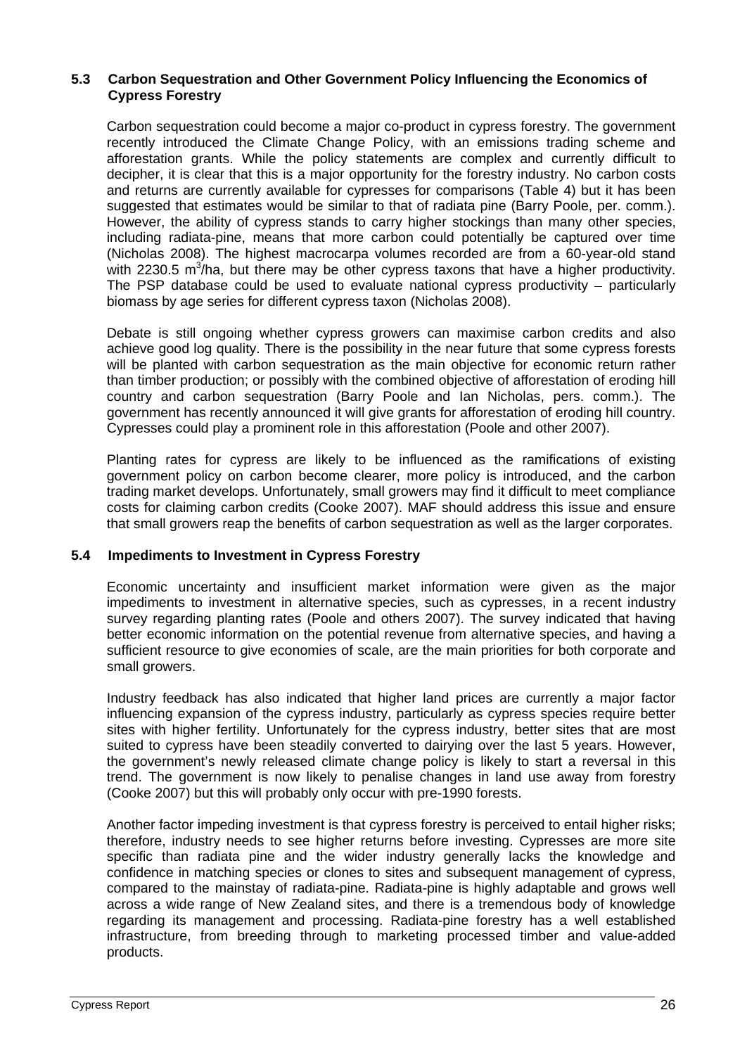### 5.3 Carbon Sequestration and Other Government Policy Influencing the Economics of Cypress Forestry

Carbon sequestration could become a major co-product in cypress forestry. The government recently introduced the Climate Change Policy, with an emissions trading scheme and afforestation grants. While the policy statements are complex and currently difficult to decipher, it is clear that this is a major opportunity for the forestry industry. No carbon costs and returns are currently available for cypresses for comparisons (Table 4) but it has been suggested that estimates would be similar to that of radiata pine (Barry Poole, per. comm.). However, the ability of cypress stands to carry higher stockings than many other species, including radiata-pine, means that more carbon could potentially be captured over time (Nicholas 2008). The highest macrocarpa volumes recorded are from a 60-year-old stand with 2230.5 $m^3$/ha, but there may be other cypress taxons that have a higher productivity. The PSP database could be used to evaluate national cypress productivity – particularly biomass by age series for different cypress taxon (Nicholas 2008).

Debate is still ongoing whether cypress growers can maximise carbon credits and also achieve good log quality. There is the possibility in the near future that some cypress forests will be planted with carbon sequestration as the main objective for economic return rather than timber production; or possibly with the combined objective of afforestation of eroding hill country and carbon sequestration (Barry Poole and Ian Nicholas, pers. comm.). The government has recently announced it will give grants for afforestation of eroding hill country. Cypresses could play a prominent role in this afforestation (Poole and other 2007).

Planting rates for cypress are likely to be influenced as the ramifications of existing government policy on carbon become clearer, more policy is introduced, and the carbon trading market develops. Unfortunately, small growers may find it difficult to meet compliance costs for claiming carbon credits (Cooke 2007). MAF should address this issue and ensure that small growers reap the benefits of carbon sequestration as well as the larger corporates.

### 5.4 Impediments to Investment in Cypress Forestry

Economic uncertainty and insufficient market information were given as the major impediments to investment in alternative species, such as cypresses, in a recent industry survey regarding planting rates (Poole and others 2007). The survey indicated that having better economic information on the potential revenue from alternative species, and having a sufficient resource to give economies of scale, are the main priorities for both corporate and small growers.

Industry feedback has also indicated that higher land prices are currently a major factor influencing expansion of the cypress industry, particularly as cypress species require better sites with higher fertility. Unfortunately for the cypress industry, better sites that are most suited to cypress have been steadily converted to dairying over the last 5 years. However, the government's newly released climate change policy is likely to start a reversal in this trend. The government is now likely to penalise changes in land use away from forestry (Cooke 2007) but this will probably only occur with pre-1990 forests.

Another factor impeding investment is that cypress forestry is perceived to entail higher risks; therefore, industry needs to see higher returns before investing. Cypresses are more site specific than radiata pine and the wider industry generally lacks the knowledge and confidence in matching species or clones to sites and subsequent management of cypress, compared to the mainstay of radiata-pine. Radiata-pine is highly adaptable and grows well across a wide range of New Zealand sites, and there is a tremendous body of knowledge regarding its management and processing. Radiata-pine forestry has a well established infrastructure, from breeding through to marketing processed timber and value-added products.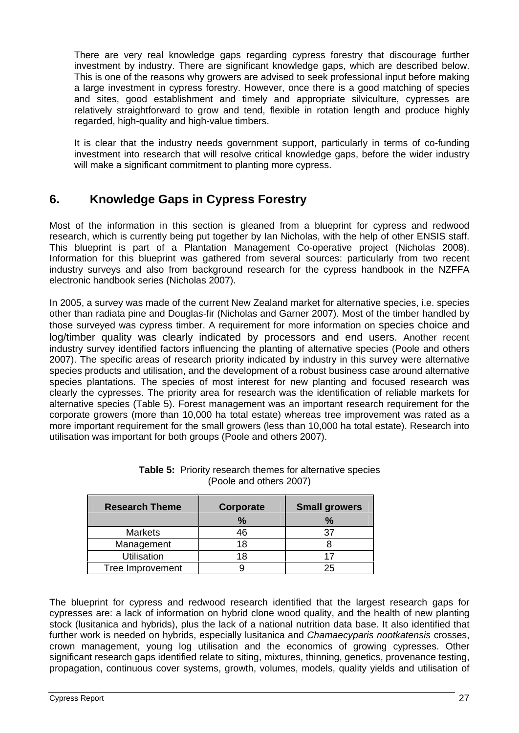There are very real knowledge gaps regarding cypress forestry that discourage further investment by industry. There are significant knowledge gaps, which are described below. This is one of the reasons why growers are advised to seek professional input before making a large investment in cypress forestry. However, once there is a good matching of species and sites, good establishment and timely and appropriate silviculture, cypresses are relatively straightforward to grow and tend, flexible in rotation length and produce highly regarded, high-quality and high-value timbers.

It is clear that the industry needs government support, particularly in terms of co-funding investment into research that will resolve critical knowledge gaps, before the wider industry will make a significant commitment to planting more cypress.

## 6. Knowledge Gaps in Cypress Forestry

Most of the information in this section is gleaned from a blueprint for cypress and redwood research, which is currently being put together by Ian Nicholas, with the help of other ENSIS staff. This blueprint is part of a Plantation Management Co-operative project (Nicholas 2008). Information for this blueprint was gathered from several sources: particularly from two recent industry surveys and also from background research for the cypress handbook in the NZFFA electronic handbook series (Nicholas 2007).

In 2005, a survey was made of the current New Zealand market for alternative species, i.e. species other than radiata pine and Douglas-fir (Nicholas and Garner 2007). Most of the timber handled by those surveyed was cypress timber. A requirement for more information on species choice and log/timber quality was clearly indicated by processors and end users. Another recent industry survey identified factors influencing the planting of alternative species (Poole and others 2007). The specific areas of research priority indicated by industry in this survey were alternative species products and utilisation, and the development of a robust business case around alternative species plantations. The species of most interest for new planting and focused research was clearly the cypresses. The priority area for research was the identification of reliable markets for alternative species (Table 5). Forest management was an important research requirement for the corporate growers (more than 10,000 ha total estate) whereas tree improvement was rated as a more important requirement for the small growers (less than 10,000 ha total estate). Research into utilisation was important for both groups (Poole and others 2007).

**Table 5:** Priority research themes for alternative species (Poole and others 2007)

| Research Theme | Corporate % | Small growers % |
|---|---|---|
| Markets | 46 | 37 |
| Management | 18 | 8 |
| Utilisation | 18 | 17 |
| Tree Improvement | 9 | 25 |

The blueprint for cypress and redwood research identified that the largest research gaps for cypresses are: a lack of information on hybrid clone wood quality, and the health of new planting stock (lusitanica and hybrids), plus the lack of a national nutrition data base. It also identified that further work is needed on hybrids, especially lusitanica and *Chamaecyparis nootkatensis* crosses, crown management, young log utilisation and the economics of growing cypresses. Other significant research gaps identified relate to siting, mixtures, thinning, genetics, provenance testing, propagation, continuous cover systems, growth, volumes, models, quality yields and utilisation of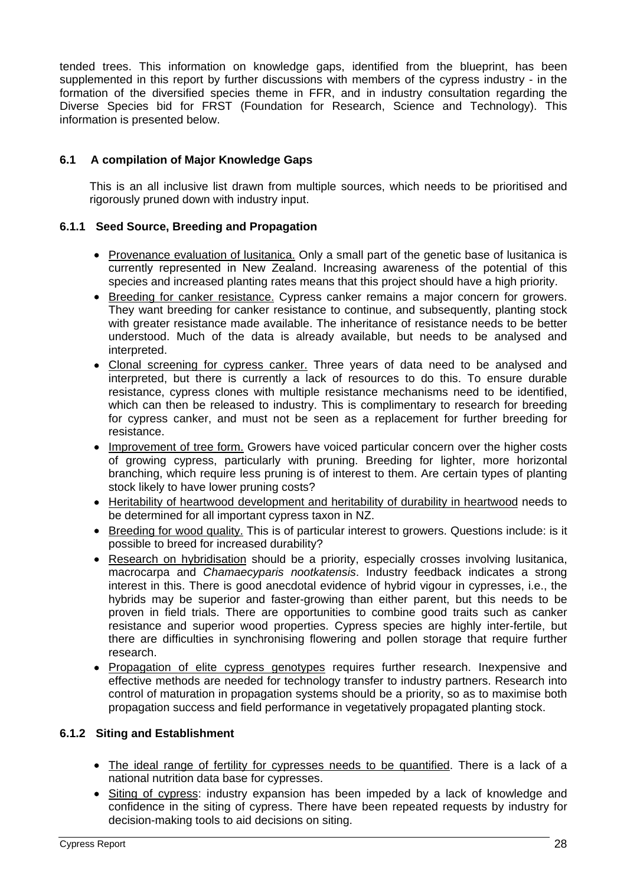tended trees. This information on knowledge gaps, identified from the blueprint, has been supplemented in this report by further discussions with members of the cypress industry - in the formation of the diversified species theme in FFR, and in industry consultation regarding the Diverse Species bid for FRST (Foundation for Research, Science and Technology). This information is presented below.

### 6.1 A compilation of Major Knowledge Gaps

This is an all inclusive list drawn from multiple sources, which needs to be prioritised and rigorously pruned down with industry input.

#### 6.1.1 Seed Source, Breeding and Propagation

- Provenance evaluation of lusitanica. Only a small part of the genetic base of lusitanica is currently represented in New Zealand. Increasing awareness of the potential of this species and increased planting rates means that this project should have a high priority.
- Breeding for canker resistance. Cypress canker remains a major concern for growers. They want breeding for canker resistance to continue, and subsequently, planting stock with greater resistance made available. The inheritance of resistance needs to be better understood. Much of the data is already available, but needs to be analysed and interpreted.
- Clonal screening for cypress canker. Three years of data need to be analysed and interpreted, but there is currently a lack of resources to do this. To ensure durable resistance, cypress clones with multiple resistance mechanisms need to be identified, which can then be released to industry. This is complimentary to research for breeding for cypress canker, and must not be seen as a replacement for further breeding for resistance.
- Improvement of tree form. Growers have voiced particular concern over the higher costs of growing cypress, particularly with pruning. Breeding for lighter, more horizontal branching, which require less pruning is of interest to them. Are certain types of planting stock likely to have lower pruning costs?
- Heritability of heartwood development and heritability of durability in heartwood needs to be determined for all important cypress taxon in NZ.
- Breeding for wood quality. This is of particular interest to growers. Questions include: is it possible to breed for increased durability?
- Research on hybridisation should be a priority, especially crosses involving lusitanica, macrocarpa and *Chamaecyparis nootkatensis*. Industry feedback indicates a strong interest in this. There is good anecdotal evidence of hybrid vigour in cypresses, i.e., the hybrids may be superior and faster-growing than either parent, but this needs to be proven in field trials. There are opportunities to combine good traits such as canker resistance and superior wood properties. Cypress species are highly inter-fertile, but there are difficulties in synchronising flowering and pollen storage that require further research.
- Propagation of elite cypress genotypes requires further research. Inexpensive and effective methods are needed for technology transfer to industry partners. Research into control of maturation in propagation systems should be a priority, so as to maximise both propagation success and field performance in vegetatively propagated planting stock.

#### 6.1.2 Siting and Establishment

- The ideal range of fertility for cypresses needs to be quantified. There is a lack of a national nutrition data base for cypresses.
- Siting of cypress: industry expansion has been impeded by a lack of knowledge and confidence in the siting of cypress. There have been repeated requests by industry for decision-making tools to aid decisions on siting.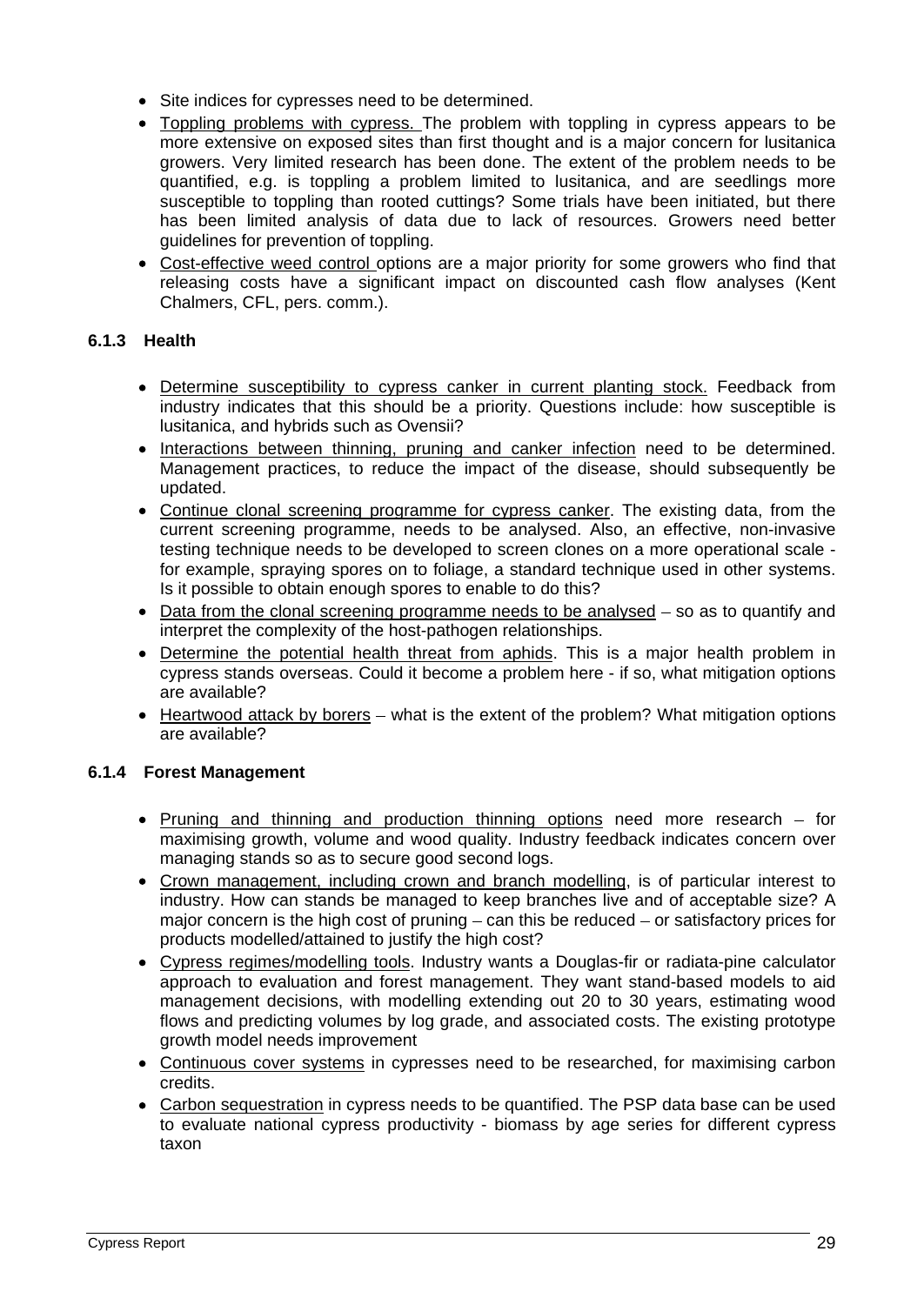- Site indices for cypresses need to be determined.
- Toppling problems with cypress. The problem with toppling in cypress appears to be more extensive on exposed sites than first thought and is a major concern for lusitanica growers. Very limited research has been done. The extent of the problem needs to be quantified, e.g. is toppling a problem limited to lusitanica, and are seedlings more susceptible to toppling than rooted cuttings? Some trials have been initiated, but there has been limited analysis of data due to lack of resources. Growers need better guidelines for prevention of toppling.
- Cost-effective weed control options are a major priority for some growers who find that releasing costs have a significant impact on discounted cash flow analyses (Kent Chalmers, CFL, pers. comm.).

### 6.1.3 Health

- Determine susceptibility to cypress canker in current planting stock. Feedback from industry indicates that this should be a priority. Questions include: how susceptible is lusitanica, and hybrids such as Ovensii?
- Interactions between thinning, pruning and canker infection need to be determined. Management practices, to reduce the impact of the disease, should subsequently be updated.
- Continue clonal screening programme for cypress canker. The existing data, from the current screening programme, needs to be analysed. Also, an effective, non-invasive testing technique needs to be developed to screen clones on a more operational scale - for example, spraying spores on to foliage, a standard technique used in other systems. Is it possible to obtain enough spores to enable to do this?
- Data from the clonal screening programme needs to be analysed – so as to quantify and interpret the complexity of the host-pathogen relationships.
- Determine the potential health threat from aphids. This is a major health problem in cypress stands overseas. Could it become a problem here - if so, what mitigation options are available?
- Heartwood attack by borers – what is the extent of the problem? What mitigation options are available?

### 6.1.4 Forest Management

- Pruning and thinning and production thinning options need more research – for maximising growth, volume and wood quality. Industry feedback indicates concern over managing stands so as to secure good second logs.
- Crown management, including crown and branch modelling, is of particular interest to industry. How can stands be managed to keep branches live and of acceptable size? A major concern is the high cost of pruning – can this be reduced – or satisfactory prices for products modelled/attained to justify the high cost?
- Cypress regimes/modelling tools. Industry wants a Douglas-fir or radiata-pine calculator approach to evaluation and forest management. They want stand-based models to aid management decisions, with modelling extending out 20 to 30 years, estimating wood flows and predicting volumes by log grade, and associated costs. The existing prototype growth model needs improvement
- Continuous cover systems in cypresses need to be researched, for maximising carbon credits.
- Carbon sequestration in cypress needs to be quantified. The PSP data base can be used to evaluate national cypress productivity - biomass by age series for different cypress taxon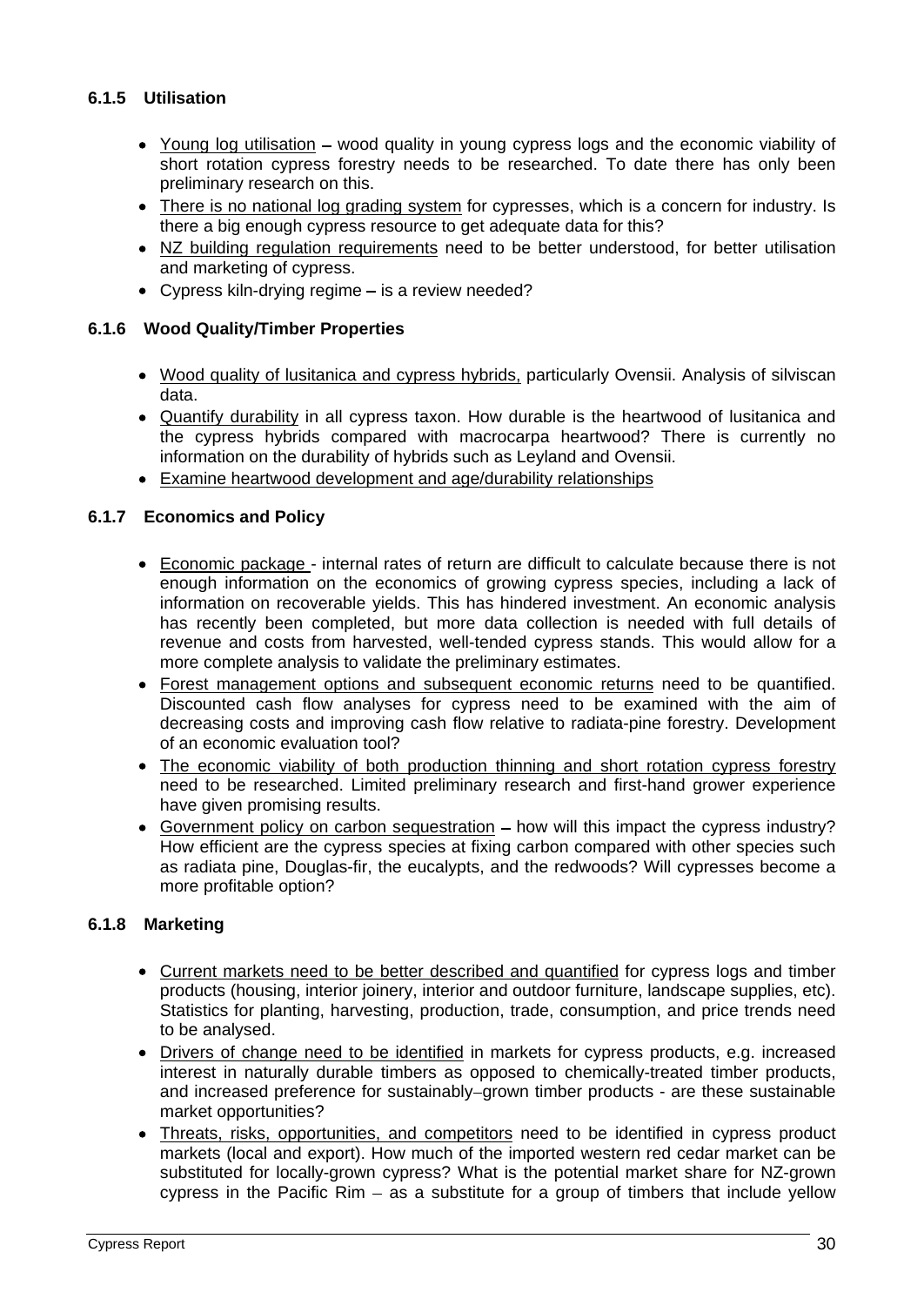### 6.1.5 Utilisation

- Young log utilisation – wood quality in young cypress logs and the economic viability of short rotation cypress forestry needs to be researched. To date there has only been preliminary research on this.
- There is no national log grading system for cypresses, which is a concern for industry. Is there a big enough cypress resource to get adequate data for this?
- NZ building regulation requirements need to be better understood, for better utilisation and marketing of cypress.
- Cypress kiln-drying regime – is a review needed?

### 6.1.6 Wood Quality/Timber Properties

- Wood quality of lusitanica and cypress hybrids, particularly Ovensii. Analysis of silviscan data.
- Quantify durability in all cypress taxon. How durable is the heartwood of lusitanica and the cypress hybrids compared with macrocarpa heartwood? There is currently no information on the durability of hybrids such as Leyland and Ovensii.
- Examine heartwood development and age/durability relationships

### 6.1.7 Economics and Policy

- Economic package - internal rates of return are difficult to calculate because there is not enough information on the economics of growing cypress species, including a lack of information on recoverable yields. This has hindered investment. An economic analysis has recently been completed, but more data collection is needed with full details of revenue and costs from harvested, well-tended cypress stands. This would allow for a more complete analysis to validate the preliminary estimates.
- Forest management options and subsequent economic returns need to be quantified. Discounted cash flow analyses for cypress need to be examined with the aim of decreasing costs and improving cash flow relative to radiata-pine forestry. Development of an economic evaluation tool?
- The economic viability of both production thinning and short rotation cypress forestry need to be researched. Limited preliminary research and first-hand grower experience have given promising results.
- Government policy on carbon sequestration – how will this impact the cypress industry? How efficient are the cypress species at fixing carbon compared with other species such as radiata pine, Douglas-fir, the eucalypts, and the redwoods? Will cypresses become a more profitable option?

### 6.1.8 Marketing

- Current markets need to be better described and quantified for cypress logs and timber products (housing, interior joinery, interior and outdoor furniture, landscape supplies, etc). Statistics for planting, harvesting, production, trade, consumption, and price trends need to be analysed.
- Drivers of change need to be identified in markets for cypress products, e.g. increased interest in naturally durable timbers as opposed to chemically-treated timber products, and increased preference for sustainably–grown timber products - are these sustainable market opportunities?
- Threats, risks, opportunities, and competitors need to be identified in cypress product markets (local and export). How much of the imported western red cedar market can be substituted for locally-grown cypress? What is the potential market share for NZ-grown cypress in the Pacific Rim – as a substitute for a group of timbers that include yellow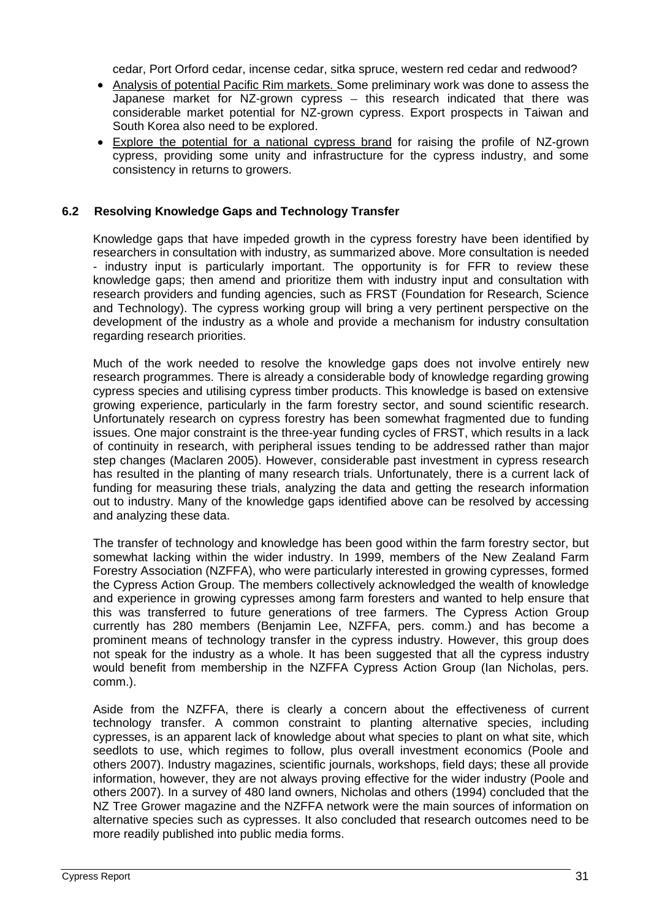cedar, Port Orford cedar, incense cedar, sitka spruce, western red cedar and redwood?

- Analysis of potential Pacific Rim markets. Some preliminary work was done to assess the Japanese market for NZ-grown cypress – this research indicated that there was considerable market potential for NZ-grown cypress. Export prospects in Taiwan and South Korea also need to be explored.
- Explore the potential for a national cypress brand for raising the profile of NZ-grown cypress, providing some unity and infrastructure for the cypress industry, and some consistency in returns to growers.

### 6.2 Resolving Knowledge Gaps and Technology Transfer

Knowledge gaps that have impeded growth in the cypress forestry have been identified by researchers in consultation with industry, as summarized above. More consultation is needed - industry input is particularly important. The opportunity is for FFR to review these knowledge gaps; then amend and prioritize them with industry input and consultation with research providers and funding agencies, such as FRST (Foundation for Research, Science and Technology). The cypress working group will bring a very pertinent perspective on the development of the industry as a whole and provide a mechanism for industry consultation regarding research priorities.

Much of the work needed to resolve the knowledge gaps does not involve entirely new research programmes. There is already a considerable body of knowledge regarding growing cypress species and utilising cypress timber products. This knowledge is based on extensive growing experience, particularly in the farm forestry sector, and sound scientific research. Unfortunately research on cypress forestry has been somewhat fragmented due to funding issues. One major constraint is the three-year funding cycles of FRST, which results in a lack of continuity in research, with peripheral issues tending to be addressed rather than major step changes (Maclaren 2005). However, considerable past investment in cypress research has resulted in the planting of many research trials. Unfortunately, there is a current lack of funding for measuring these trials, analyzing the data and getting the research information out to industry. Many of the knowledge gaps identified above can be resolved by accessing and analyzing these data.

The transfer of technology and knowledge has been good within the farm forestry sector, but somewhat lacking within the wider industry. In 1999, members of the New Zealand Farm Forestry Association (NZFFA), who were particularly interested in growing cypresses, formed the Cypress Action Group. The members collectively acknowledged the wealth of knowledge and experience in growing cypresses among farm foresters and wanted to help ensure that this was transferred to future generations of tree farmers. The Cypress Action Group currently has 280 members (Benjamin Lee, NZFFA, pers. comm.) and has become a prominent means of technology transfer in the cypress industry. However, this group does not speak for the industry as a whole. It has been suggested that all the cypress industry would benefit from membership in the NZFFA Cypress Action Group (Ian Nicholas, pers. comm.).

Aside from the NZFFA, there is clearly a concern about the effectiveness of current technology transfer. A common constraint to planting alternative species, including cypresses, is an apparent lack of knowledge about what species to plant on what site, which seedlots to use, which regimes to follow, plus overall investment economics (Poole and others 2007). Industry magazines, scientific journals, workshops, field days; these all provide information, however, they are not always proving effective for the wider industry (Poole and others 2007). In a survey of 480 land owners, Nicholas and others (1994) concluded that the NZ Tree Grower magazine and the NZFFA network were the main sources of information on alternative species such as cypresses. It also concluded that research outcomes need to be more readily published into public media forms.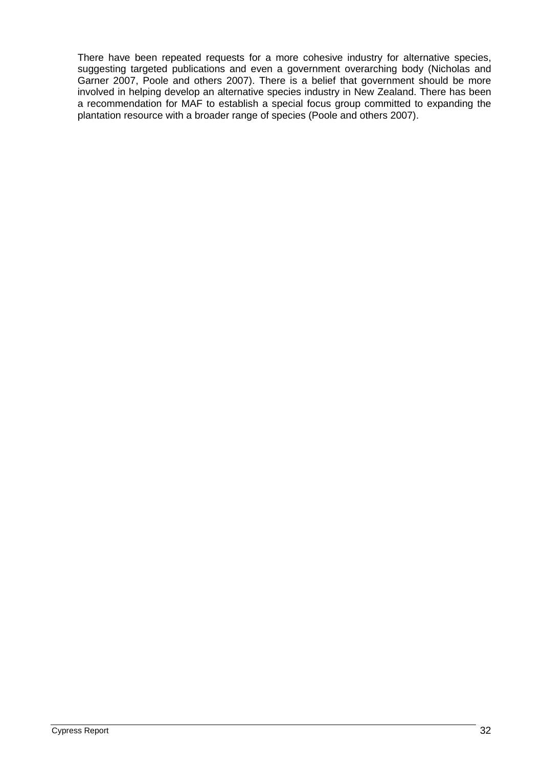There have been repeated requests for a more cohesive industry for alternative species, suggesting targeted publications and even a government overarching body (Nicholas and Garner 2007, Poole and others 2007). There is a belief that government should be more involved in helping develop an alternative species industry in New Zealand. There has been a recommendation for MAF to establish a special focus group committed to expanding the plantation resource with a broader range of species (Poole and others 2007).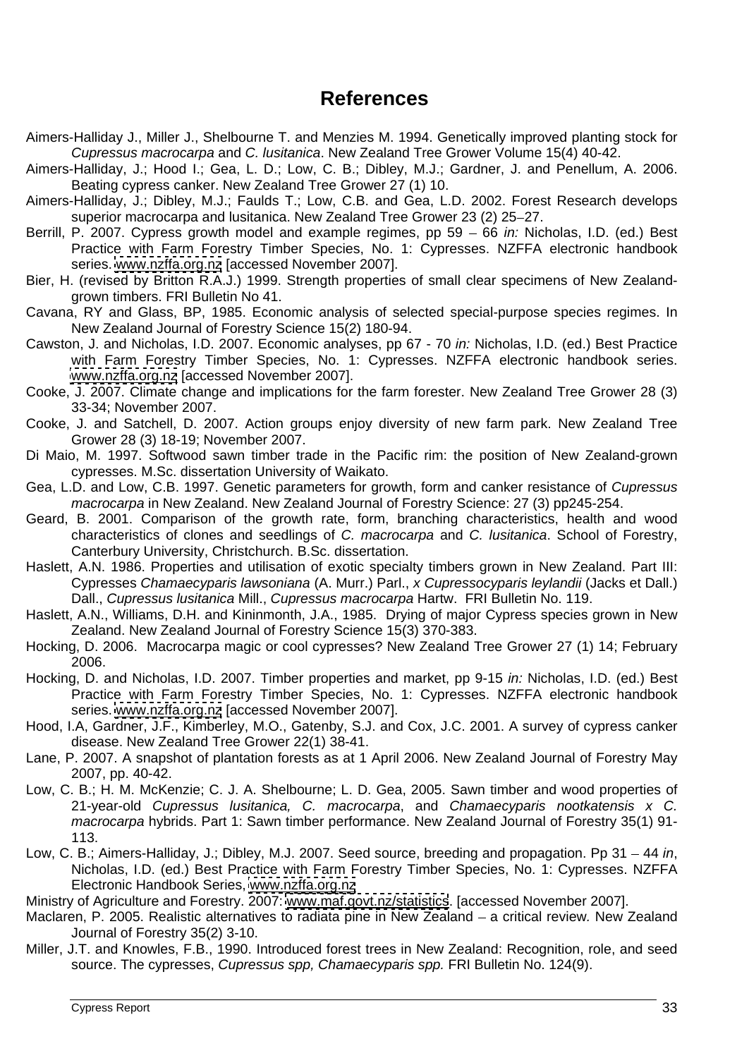# References

Aimers-Halliday J., Miller J., Shelbourne T. and Menzies M. 1994. Genetically improved planting stock for *Cupressus macrocarpa* and *C. lusitanica*. New Zealand Tree Grower Volume 15(4) 40-42.

Aimers-Halliday, J.; Hood I.; Gea, L. D.; Low, C. B.; Dibley, M.J.; Gardner, J. and Penellum, A. 2006. Beating cypress canker. New Zealand Tree Grower 27 (1) 10.

Aimers-Halliday, J.; Dibley, M.J.; Faulds T.; Low, C.B. and Gea, L.D. 2002. Forest Research develops superior macrocarpa and lusitanica. New Zealand Tree Grower 23 (2) 25–27.

Berrill, P. 2007. Cypress growth model and example regimes, pp 59 – 66 *in:* Nicholas, I.D. (ed.) Best Practice with Farm Forestry Timber Species, No. 1: Cypresses. NZFFA electronic handbook series. www.nzffa.org.nz [accessed November 2007].

Bier, H. (revised by Britton R.A.J.) 1999. Strength properties of small clear specimens of New Zealand-grown timbers. FRI Bulletin No 41.

Cavana, RY and Glass, BP, 1985. Economic analysis of selected special-purpose species regimes. In New Zealand Journal of Forestry Science 15(2) 180-94.

Cawston, J. and Nicholas, I.D. 2007. Economic analyses, pp 67 - 70 *in:* Nicholas, I.D. (ed.) Best Practice with Farm Forestry Timber Species, No. 1: Cypresses. NZFFA electronic handbook series. www.nzffa.org.nz [accessed November 2007].

Cooke, J. 2007. Climate change and implications for the farm forester. New Zealand Tree Grower 28 (3) 33-34; November 2007.

Cooke, J. and Satchell, D. 2007. Action groups enjoy diversity of new farm park. New Zealand Tree Grower 28 (3) 18-19; November 2007.

Di Maio, M. 1997. Softwood sawn timber trade in the Pacific rim: the position of New Zealand-grown cypresses. M.Sc. dissertation University of Waikato.

Gea, L.D. and Low, C.B. 1997. Genetic parameters for growth, form and canker resistance of *Cupressus macrocarpa* in New Zealand. New Zealand Journal of Forestry Science: 27 (3) pp245-254.

Geard, B. 2001. Comparison of the growth rate, form, branching characteristics, health and wood characteristics of clones and seedlings of *C. macrocarpa* and *C. lusitanica*. School of Forestry, Canterbury University, Christchurch. B.Sc. dissertation.

Haslett, A.N. 1986. Properties and utilisation of exotic specialty timbers grown in New Zealand. Part III: Cypresses *Chamaecyparis lawsoniana* (A. Murr.) Parl., *x Cupressocyparis leylandii* (Jacks et Dall.) Dall., *Cupressus lusitanica* Mill., *Cupressus macrocarpa* Hartw. FRI Bulletin No. 119.

Haslett, A.N., Williams, D.H. and Kininmonth, J.A., 1985. Drying of major Cypress species grown in New Zealand. New Zealand Journal of Forestry Science 15(3) 370-383.

Hocking, D. 2006. Macrocarpa magic or cool cypresses? New Zealand Tree Grower 27 (1) 14; February 2006.

Hocking, D. and Nicholas, I.D. 2007. Timber properties and market, pp 9-15 *in:* Nicholas, I.D. (ed.) Best Practice with Farm Forestry Timber Species, No. 1: Cypresses. NZFFA electronic handbook series. www.nzffa.org.nz [accessed November 2007].

Hood, I.A, Gardner, J.F., Kimberley, M.O., Gatenby, S.J. and Cox, J.C. 2001. A survey of cypress canker disease. New Zealand Tree Grower 22(1) 38-41.

Lane, P. 2007. A snapshot of plantation forests as at 1 April 2006. New Zealand Journal of Forestry May 2007, pp. 40-42.

Low, C. B.; H. M. McKenzie; C. J. A. Shelbourne; L. D. Gea, 2005. Sawn timber and wood properties of 21-year-old *Cupressus lusitanica, C. macrocarpa*, and *Chamaecyparis nootkatensis x C. macrocarpa* hybrids. Part 1: Sawn timber performance. New Zealand Journal of Forestry 35(1) 91-113.

Low, C. B.; Aimers-Halliday, J.; Dibley, M.J. 2007. Seed source, breeding and propagation. Pp 31 – 44 *in*, Nicholas, I.D. (ed.) Best Practice with Farm Forestry Timber Species, No. 1: Cypresses. NZFFA Electronic Handbook Series, www.nzffa.org.nz

Ministry of Agriculture and Forestry. 2007: www.maf.govt.nz/statistics. [accessed November 2007].

Maclaren, P. 2005. Realistic alternatives to radiata pine in New Zealand – a critical review. New Zealand Journal of Forestry 35(2) 3-10.

Miller, J.T. and Knowles, F.B., 1990. Introduced forest trees in New Zealand: Recognition, role, and seed source. The cypresses, *Cupressus spp, Chamaecyparis spp.* FRI Bulletin No. 124(9).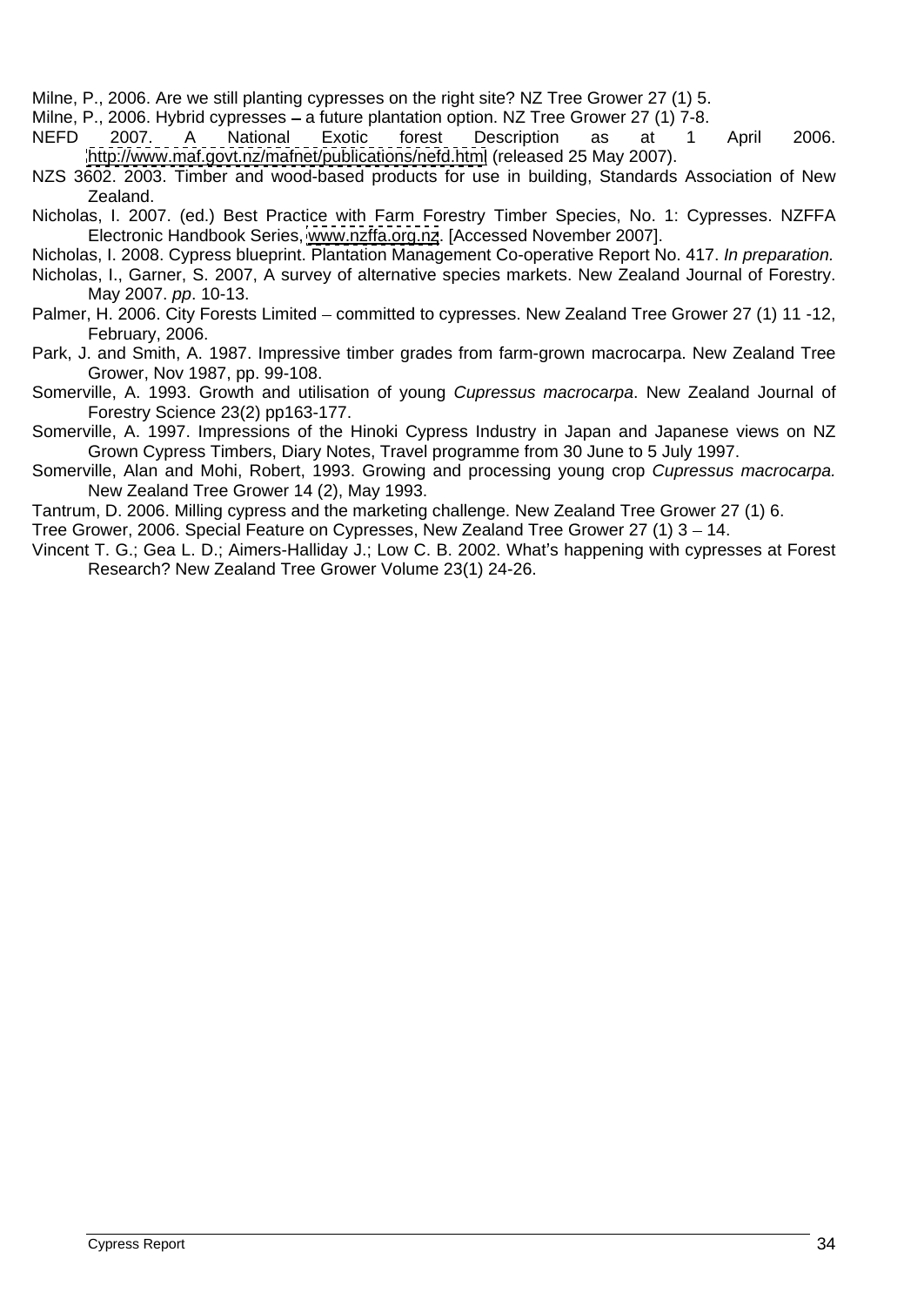Milne, P., 2006. Are we still planting cypresses on the right site? NZ Tree Grower 27 (1) 5.

Milne, P., 2006. Hybrid cypresses – a future plantation option. NZ Tree Grower 27 (1) 7-8.

NEFD 2007. A National Exotic forest Description as at 1 April 2006. http://www.maf.govt.nz/mafnet/publications/nefd.html (released 25 May 2007).

NZS 3602. 2003. Timber and wood-based products for use in building, Standards Association of New Zealand.

Nicholas, I. 2007. (ed.) Best Practice with Farm Forestry Timber Species, No. 1: Cypresses. NZFFA Electronic Handbook Series, www.nzffa.org.nz. [Accessed November 2007].

Nicholas, I. 2008. Cypress blueprint. Plantation Management Co-operative Report No. 417. *In preparation.*

Nicholas, I., Garner, S. 2007, A survey of alternative species markets. New Zealand Journal of Forestry. May 2007. *pp*. 10-13.

Palmer, H. 2006. City Forests Limited – committed to cypresses. New Zealand Tree Grower 27 (1) 11 -12, February, 2006.

Park, J. and Smith, A. 1987. Impressive timber grades from farm-grown macrocarpa. New Zealand Tree Grower, Nov 1987, pp. 99-108.

Somerville, A. 1993. Growth and utilisation of young *Cupressus macrocarpa*. New Zealand Journal of Forestry Science 23(2) pp163-177.

Somerville, A. 1997. Impressions of the Hinoki Cypress Industry in Japan and Japanese views on NZ Grown Cypress Timbers, Diary Notes, Travel programme from 30 June to 5 July 1997.

Somerville, Alan and Mohi, Robert, 1993. Growing and processing young crop *Cupressus macrocarpa.* New Zealand Tree Grower 14 (2), May 1993.

Tantrum, D. 2006. Milling cypress and the marketing challenge. New Zealand Tree Grower 27 (1) 6.

Tree Grower, 2006. Special Feature on Cypresses, New Zealand Tree Grower 27 (1) 3 – 14.

Vincent T. G.; Gea L. D.; Aimers-Halliday J.; Low C. B. 2002. What's happening with cypresses at Forest Research? New Zealand Tree Grower Volume 23(1) 24-26.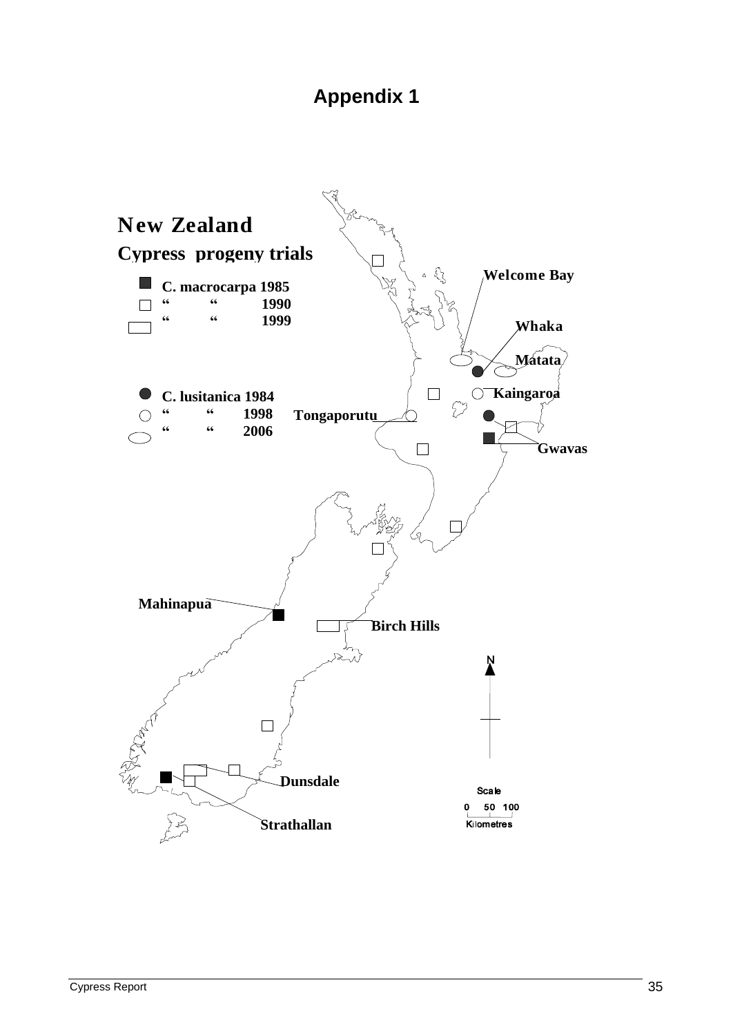# Appendix 1

**New Zealand**

**Cypress progeny trials**

- C. macrocarpa 1985
- “ “ 1990
- “ “ 1999

- C. lusitanica 1984
- “ “ 1998
- “ “ 2006

Welcome Bay

Whaka

Matata

Kaingaroa

Tongaporutu

Gwavas

Mahinapua

Birch Hills

Dunsdale

Strathallan

N

Scale

0 50 100

Kilometres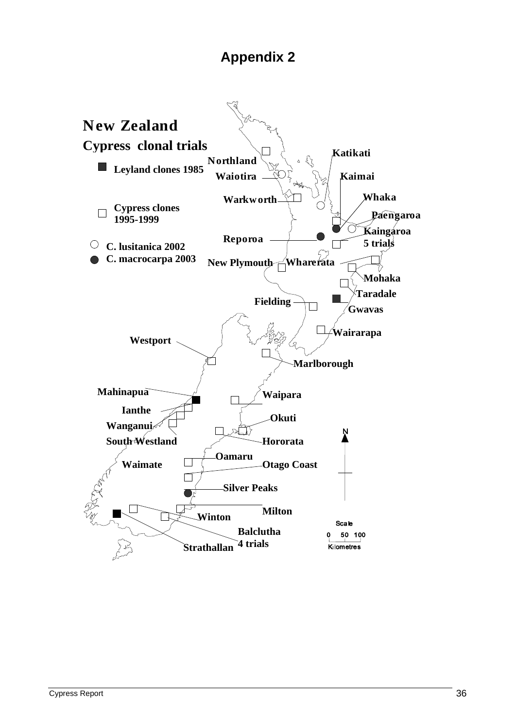# Appendix 2

## New Zealand

### Cypress clonal trials

- ■ Leyland clones 1985
- □ Cypress clones 1995-1999
- ○ C. lusitanica 2002
- ● C. macrocarpa 2003

Northland
Waiotira
Warkworth
Katikati
Kaimai
Whaka
Paengaroa
Kaingaroa 5 trials
Reporoa
New Plymouth
Wharerata
Mohaka
Taradale
Gwavas
Fielding
Wairarapa
Westport
Marlborough
Mahinapua
Ianthe
Wanganui
South Westland
Waipara
Okuti
Hororata
Oamaru
Waimate
Otago Coast
Silver Peaks
Milton
Winton
Balclutha 4 trials
Strathallan

Scale
0 50 100
Kilometres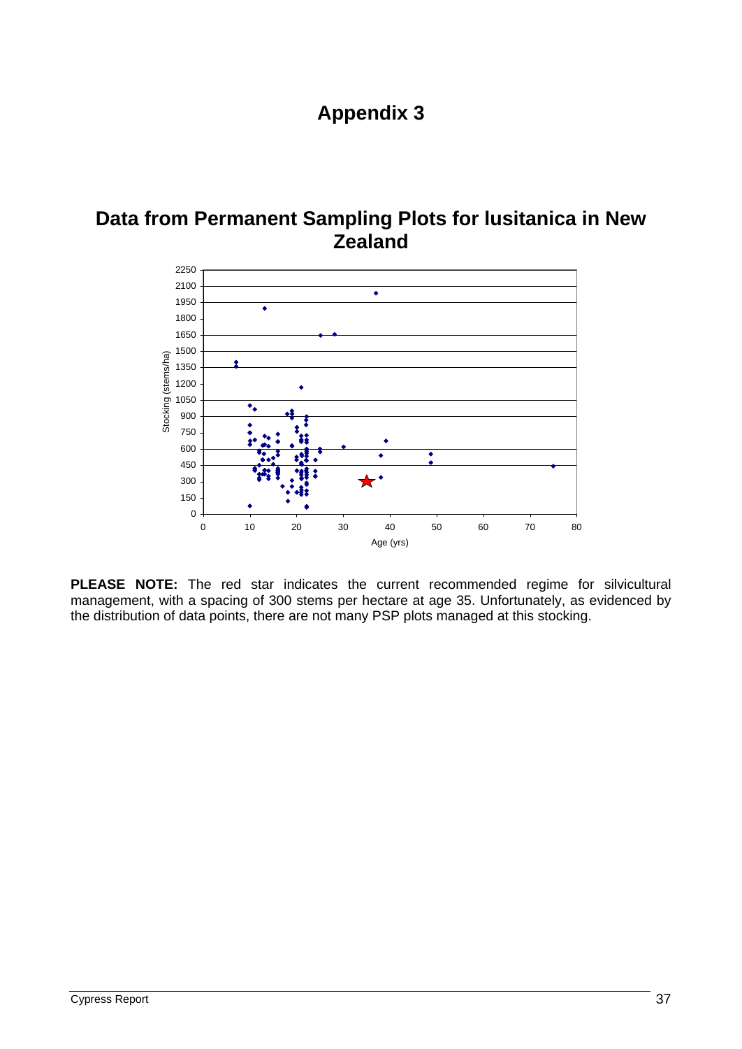# Appendix 3

## Data from Permanent Sampling Plots for lusitanica in New Zealand

Stocking (stems/ha)

2250
2100
1950
1800
1650
1500
1350
1200
1050
900
750
600
450
300
150
0

0 10 20 30 40 50 60 70 80

Age (yrs)

**PLEASE NOTE:** The red star indicates the current recommended regime for silvicultural management, with a spacing of 300 stems per hectare at age 35. Unfortunately, as evidenced by the distribution of data points, there are not many PSP plots managed at this stocking.